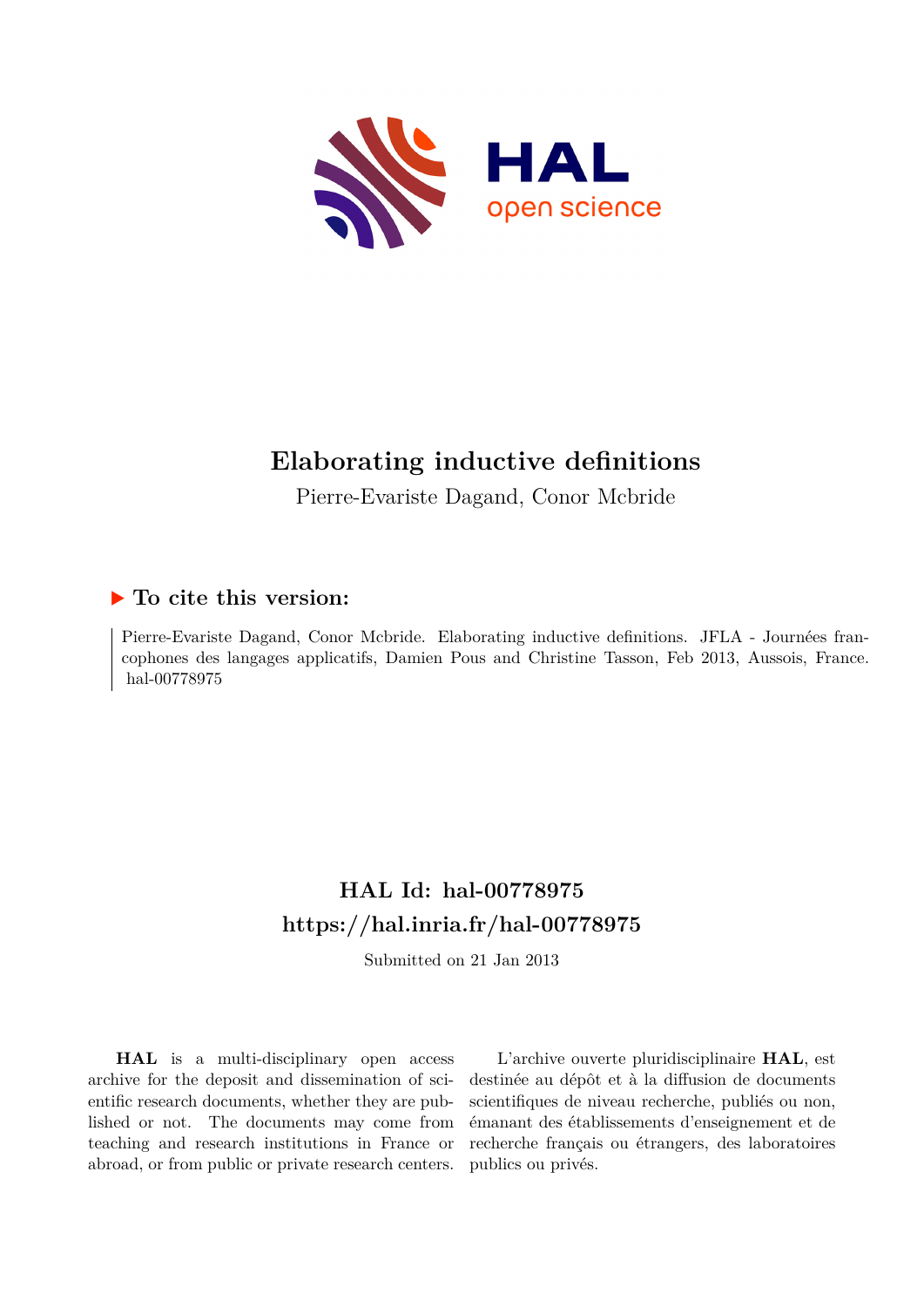# Elaborating inductive definitions

Pierre-Evariste Dagand, Conor Mcbride

## ▶ To cite this version:

Pierre-Evariste Dagand, Conor Mcbride. Elaborating inductive definitions. JFLA - Journées francophones des langages applicatifs, Damien Pous and Christine Tasson, Feb 2013, Aussois, France. hal-00778975

## HAL Id: hal-00778975
## https://hal.inria.fr/hal-00778975

Submitted on 21 Jan 2013

**HAL** is a multi-disciplinary open access archive for the deposit and dissemination of scientific research documents, whether they are published or not. The documents may come from teaching and research institutions in France or abroad, or from public or private research centers.

L'archive ouverte pluridisciplinaire **HAL**, est destinée au dépôt et à la diffusion de documents scientifiques de niveau recherche, publiés ou non, émanant des établissements d'enseignement et de recherche français ou étrangers, des laboratoires publics ou privés.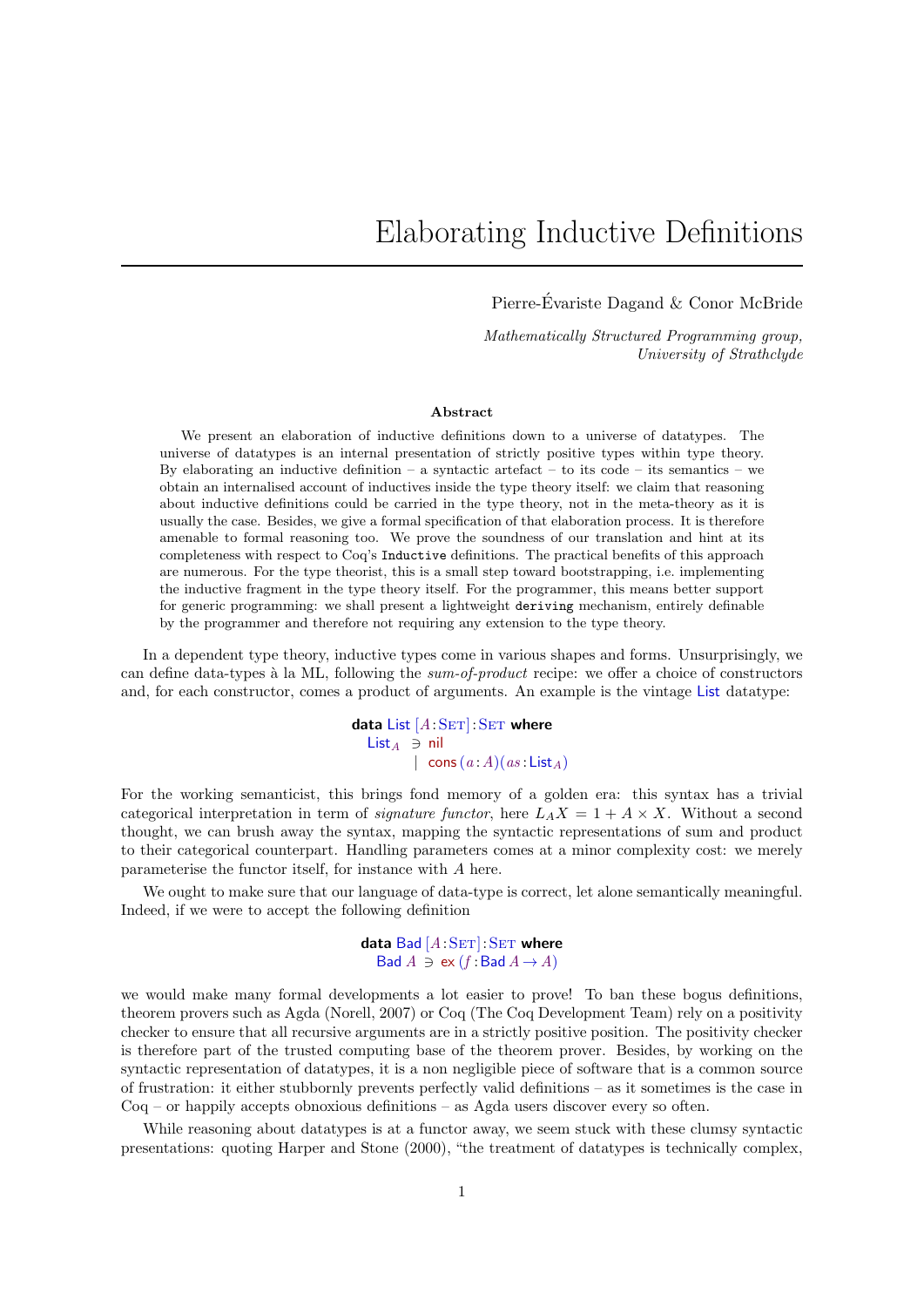# Elaborating Inductive Definitions

Pierre-Évariste Dagand & Conor McBride

*Mathematically Structured Programming group,*
*University of Strathclyde*

**Abstract**

We present an elaboration of inductive definitions down to a universe of datatypes. The universe of datatypes is an internal presentation of strictly positive types within type theory. By elaborating an inductive definition – a syntactic artefact – to its code – its semantics – we obtain an internalised account of inductives inside the type theory itself: we claim that reasoning about inductive definitions could be carried in the type theory, not in the meta-theory as it is usually the case. Besides, we give a formal specification of that elaboration process. It is therefore amenable to formal reasoning too. We prove the soundness of our translation and hint at its completeness with respect to Coq's `Inductive` definitions. The practical benefits of this approach are numerous. For the type theorist, this is a small step toward bootstrapping, i.e. implementing the inductive fragment in the type theory itself. For the programmer, this means better support for generic programming: we shall present a lightweight `deriving` mechanism, entirely definable by the programmer and therefore not requiring any extension to the type theory.

In a dependent type theory, inductive types come in various shapes and forms. Unsurprisingly, we can define data-types à la ML, following the *sum-of-product* recipe: we offer a choice of constructors and, for each constructor, comes a product of arguments. An example is the vintage List datatype:

$$
\begin{array}{l}
\textbf{data}\ \mathsf{List}\ [A : \mathrm{SET}] : \mathrm{SET}\ \textbf{where} \\
\quad \mathsf{List}_A \ \ni \ \mathsf{nil} \\
\qquad\qquad \mid\ \mathsf{cons}\ (a : A)(as : \mathsf{List}_A)
\end{array}
$$

For the working semanticist, this brings fond memory of a golden era: this syntax has a trivial categorical interpretation in term of *signature functor*, here $L_A X = 1 + A \times X$. Without a second thought, we can brush away the syntax, mapping the syntactic representations of sum and product to their categorical counterpart. Handling parameters comes at a minor complexity cost: we merely parameterise the functor itself, for instance with $A$ here.

We ought to make sure that our language of data-type is correct, let alone semantically meaningful. Indeed, if we were to accept the following definition

$$
\begin{array}{l}
\textbf{data}\ \mathsf{Bad}\ [A : \mathrm{SET}] : \mathrm{SET}\ \textbf{where} \\
\quad \mathsf{Bad}\ A \ \ni\ \mathsf{ex}\ (f : \mathsf{Bad}\ A \to A)
\end{array}
$$

we would make many formal developments a lot easier to prove! To ban these bogus definitions, theorem provers such as Agda (Norell, 2007) or Coq (The Coq Development Team) rely on a positivity checker to ensure that all recursive arguments are in a strictly positive position. The positivity checker is therefore part of the trusted computing base of the theorem prover. Besides, by working on the syntactic representation of datatypes, it is a non negligible piece of software that is a common source of frustration: it either stubbornly prevents perfectly valid definitions – as it sometimes is the case in Coq – or happily accepts obnoxious definitions – as Agda users discover every so often.

While reasoning about datatypes is at a functor away, we seem stuck with these clumsy syntactic presentations: quoting Harper and Stone (2000), "the treatment of datatypes is technically complex,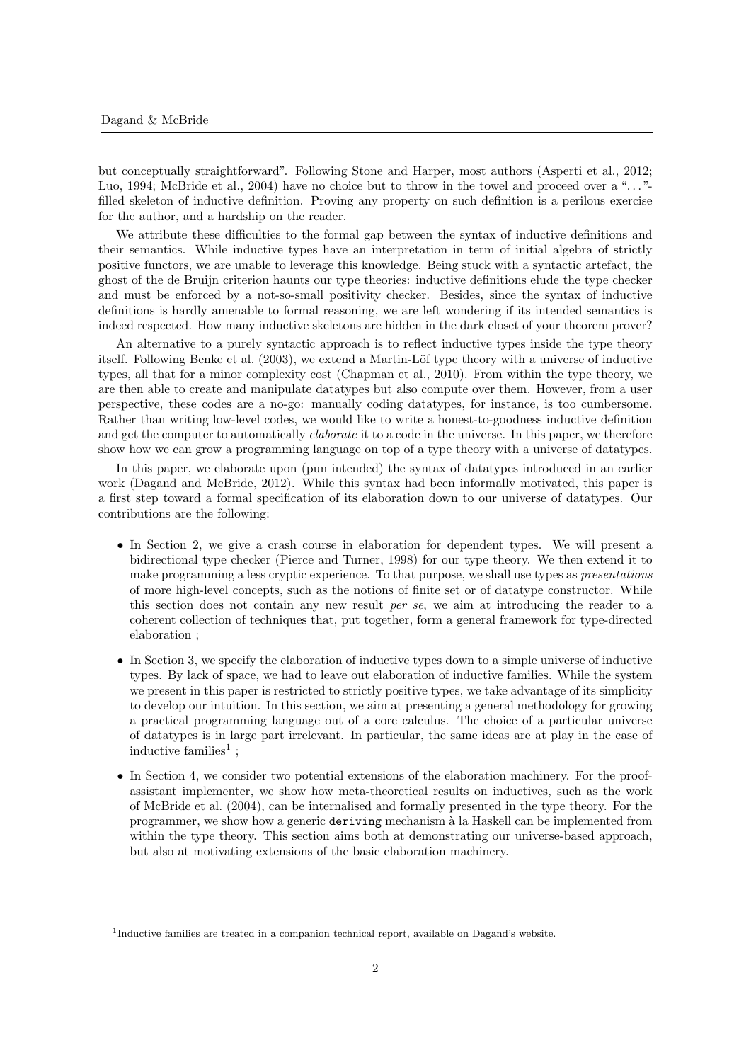but conceptually straightforward". Following Stone and Harper, most authors (Asperti et al., 2012; Luo, 1994; McBride et al., 2004) have no choice but to throw in the towel and proceed over a "..."-filled skeleton of inductive definition. Proving any property on such definition is a perilous exercise for the author, and a hardship on the reader.

We attribute these difficulties to the formal gap between the syntax of inductive definitions and their semantics. While inductive types have an interpretation in term of initial algebra of strictly positive functors, we are unable to leverage this knowledge. Being stuck with a syntactic artefact, the ghost of the de Bruijn criterion haunts our type theories: inductive definitions elude the type checker and must be enforced by a not-so-small positivity checker. Besides, since the syntax of inductive definitions is hardly amenable to formal reasoning, we are left wondering if its intended semantics is indeed respected. How many inductive skeletons are hidden in the dark closet of your theorem prover?

An alternative to a purely syntactic approach is to reflect inductive types inside the type theory itself. Following Benke et al. (2003), we extend a Martin-Löf type theory with a universe of inductive types, all that for a minor complexity cost (Chapman et al., 2010). From within the type theory, we are then able to create and manipulate datatypes but also compute over them. However, from a user perspective, these codes are a no-go: manually coding datatypes, for instance, is too cumbersome. Rather than writing low-level codes, we would like to write a honest-to-goodness inductive definition and get the computer to automatically *elaborate* it to a code in the universe. In this paper, we therefore show how we can grow a programming language on top of a type theory with a universe of datatypes.

In this paper, we elaborate upon (pun intended) the syntax of datatypes introduced in an earlier work (Dagand and McBride, 2012). While this syntax had been informally motivated, this paper is a first step toward a formal specification of its elaboration down to our universe of datatypes. Our contributions are the following:

- In Section 2, we give a crash course in elaboration for dependent types. We will present a bidirectional type checker (Pierce and Turner, 1998) for our type theory. We then extend it to make programming a less cryptic experience. To that purpose, we shall use types as *presentations* of more high-level concepts, such as the notions of finite set or of datatype constructor. While this section does not contain any new result *per se*, we aim at introducing the reader to a coherent collection of techniques that, put together, form a general framework for type-directed elaboration ;
- In Section 3, we specify the elaboration of inductive types down to a simple universe of inductive types. By lack of space, we had to leave out elaboration of inductive families. While the system we present in this paper is restricted to strictly positive types, we take advantage of its simplicity to develop our intuition. In this section, we aim at presenting a general methodology for growing a practical programming language out of a core calculus. The choice of a particular universe of datatypes is in large part irrelevant. In particular, the same ideas are at play in the case of inductive families[1] ;
- In Section 4, we consider two potential extensions of the elaboration machinery. For the proof-assistant implementer, we show how meta-theoretical results on inductives, such as the work of McBride et al. (2004), can be internalised and formally presented in the type theory. For the programmer, we show how a generic `deriving` mechanism à la Haskell can be implemented from within the type theory. This section aims both at demonstrating our universe-based approach, but also at motivating extensions of the basic elaboration machinery.

[1] Inductive families are treated in a companion technical report, available on Dagand's website.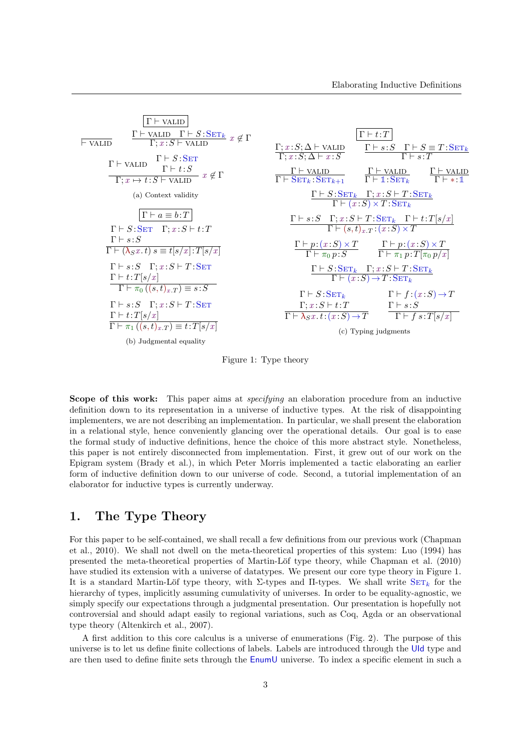**Figure 1: Type theory** (typeset inference rules; premises above the line, conclusion below)

**(a) Context validity** — judgment $\boxed{\Gamma \vdash \text{VALID}}$

$$\frac{}{\vdash \text{VALID}} \qquad \frac{\Gamma \vdash \text{VALID} \quad \Gamma \vdash S : \text{SET}_k}{\Gamma; x : S \vdash \text{VALID}}\; x \notin \Gamma$$

$$\frac{\Gamma \vdash \text{VALID} \quad \begin{array}{c}\Gamma \vdash S : \text{SET} \\ \Gamma \vdash t : S\end{array}}{\Gamma; x \mapsto t : S \vdash \text{VALID}}\; x \notin \Gamma$$

**(b) Judgmental equality** — judgment $\boxed{\Gamma \vdash a \equiv b : T}$

$$\frac{\begin{array}{c}\Gamma \vdash S : \text{SET} \quad \Gamma; x : S \vdash t : T \\ \Gamma \vdash s : S\end{array}}{\Gamma \vdash (\lambda_S x.\, t)\; s \equiv t[s/x] : T[s/x]}$$

$$\frac{\begin{array}{c}\Gamma \vdash s : S \quad \Gamma; x : S \vdash T : \text{SET} \\ \Gamma \vdash t : T[s/x]\end{array}}{\Gamma \vdash \pi_0\, ((s, t)_{x.T}) \equiv s : S}$$

$$\frac{\begin{array}{c}\Gamma \vdash s : S \quad \Gamma; x : S \vdash T : \text{SET} \\ \Gamma \vdash t : T[s/x]\end{array}}{\Gamma \vdash \pi_1\, ((s, t)_{x.T}) \equiv t : T[s/x]}$$

**(c) Typing judgments** — judgment $\boxed{\Gamma \vdash t : T}$

$$\frac{\Gamma; x : S; \Delta \vdash \text{VALID}}{\Gamma; x : S; \Delta \vdash x : S} \qquad \frac{\Gamma \vdash s : S \quad \Gamma \vdash S \equiv T : \text{SET}_k}{\Gamma \vdash s : T}$$

$$\frac{\Gamma \vdash \text{VALID}}{\Gamma \vdash \text{SET}_k : \text{SET}_{k+1}} \qquad \frac{\Gamma \vdash \text{VALID}}{\Gamma \vdash \mathbb{1} : \text{SET}_k} \qquad \frac{\Gamma \vdash \text{VALID}}{\Gamma \vdash * : \mathbb{1}}$$

$$\frac{\Gamma \vdash S : \text{SET}_k \quad \Gamma; x : S \vdash T : \text{SET}_k}{\Gamma \vdash (x : S) \times T : \text{SET}_k}$$

$$\frac{\Gamma \vdash s : S \quad \Gamma; x : S \vdash T : \text{SET}_k \quad \Gamma \vdash t : T[s/x]}{\Gamma \vdash (s, t)_{x.T} : (x : S) \times T}$$

$$\frac{\Gamma \vdash p : (x : S) \times T}{\Gamma \vdash \pi_0\, p : S} \qquad \frac{\Gamma \vdash p : (x : S) \times T}{\Gamma \vdash \pi_1\, p : T[\pi_0\, p/x]}$$

$$\frac{\Gamma \vdash S : \text{SET}_k \quad \Gamma; x : S \vdash T : \text{SET}_k}{\Gamma \vdash (x : S) \to T : \text{SET}_k}$$

$$\frac{\begin{array}{c}\Gamma \vdash S : \text{SET}_k \\ \Gamma; x : S \vdash t : T\end{array}}{\Gamma \vdash \lambda_S x.\, t : (x : S) \to T} \qquad \frac{\begin{array}{c}\Gamma \vdash f : (x : S) \to T \\ \Gamma \vdash s : S\end{array}}{\Gamma \vdash f\; s : T[s/x]}$$

(a) Context validity

(b) Judgmental equality

(c) Typing judgments

Figure 1: Type theory

**Scope of this work:** This paper aims at *specifying* an elaboration procedure from an inductive definition down to its representation in a universe of inductive types. At the risk of disappointing implementers, we are not describing an implementation. In particular, we shall present the elaboration in a relational style, hence conveniently glancing over the operational details. Our goal is to ease the formal study of inductive definitions, hence the choice of this more abstract style. Nonetheless, this paper is not entirely disconnected from implementation. First, it grew out of our work on the Epigram system (Brady et al.), in which Peter Morris implemented a tactic elaborating an earlier form of inductive definition down to our universe of code. Second, a tutorial implementation of an elaborator for inductive types is currently underway.

## 1. The Type Theory

For this paper to be self-contained, we shall recall a few definitions from our previous work (Chapman et al., 2010). We shall not dwell on the meta-theoretical properties of this system: Luo (1994) has presented the meta-theoretical properties of Martin-Löf type theory, while Chapman et al. (2010) have studied its extension with a universe of datatypes. We present our core type theory in Figure 1. It is a standard Martin-Löf type theory, with Σ-types and Π-types. We shall write $\text{SET}_k$ for the hierarchy of types, implicitly assuming cumulativity of universes. In order to be equality-agnostic, we simply specify our expectations through a judgmental presentation. Our presentation is hopefully not controversial and should adapt easily to regional variations, such as Coq, Agda or an observational type theory (Altenkirch et al., 2007).

A first addition to this core calculus is a universe of enumerations (Fig. 2). The purpose of this universe is to let us define finite collections of labels. Labels are introduced through the UId type and are then used to define finite sets through the EnumU universe. To index a specific element in such a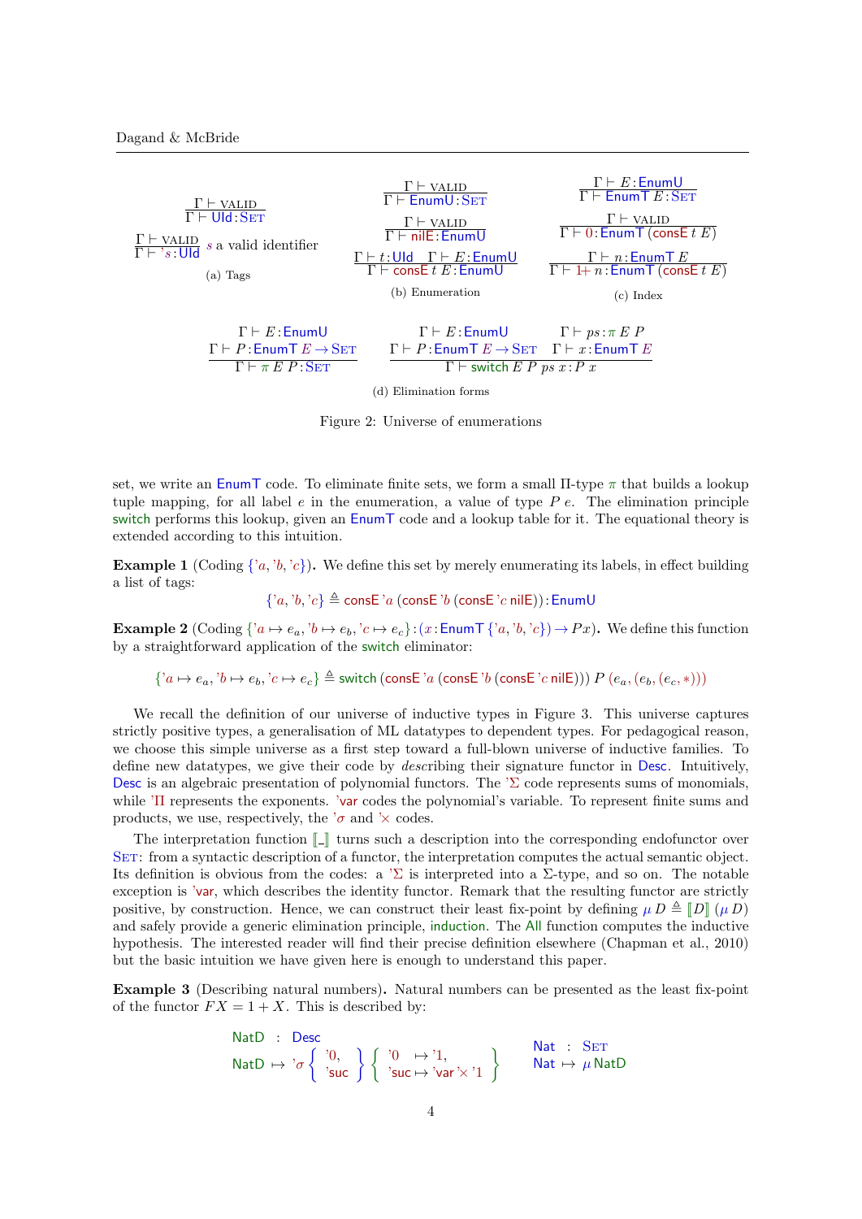$$\frac{\Gamma \vdash \textsc{valid}}{\Gamma \vdash \mathsf{UId} : \textsc{Set}}$$

$$\frac{\Gamma \vdash \textsc{valid}}{\Gamma \vdash \text{'}s : \mathsf{UId}}\ s \text{ a valid identifier}$$

(a) Tags

$$\frac{\Gamma \vdash \textsc{valid}}{\Gamma \vdash \mathsf{EnumU} : \textsc{Set}}$$

$$\frac{\Gamma \vdash \textsc{valid}}{\Gamma \vdash \mathsf{nilE} : \mathsf{EnumU}}$$

$$\frac{\Gamma \vdash t : \mathsf{UId} \quad \Gamma \vdash E : \mathsf{EnumU}}{\Gamma \vdash \mathsf{consE}\ t\ E : \mathsf{EnumU}}$$

(b) Enumeration

$$\frac{\Gamma \vdash E : \mathsf{EnumU}}{\Gamma \vdash \mathsf{EnumT}\ E : \textsc{Set}}$$

$$\frac{\Gamma \vdash \textsc{valid}}{\Gamma \vdash 0 : \mathsf{EnumT}\ (\mathsf{consE}\ t\ E)}$$

$$\frac{\Gamma \vdash n : \mathsf{EnumT}\ E}{\Gamma \vdash 1{+}\ n : \mathsf{EnumT}\ (\mathsf{consE}\ t\ E)}$$

(c) Index

$$\frac{\Gamma \vdash E : \mathsf{EnumU} \quad \Gamma \vdash P : \mathsf{EnumT}\ E \to \textsc{Set}}{\Gamma \vdash \pi\ E\ P : \textsc{Set}}$$

$$\frac{\Gamma \vdash E : \mathsf{EnumU} \quad \Gamma \vdash ps : \pi\ E\ P \quad \Gamma \vdash P : \mathsf{EnumT}\ E \to \textsc{Set} \quad \Gamma \vdash x : \mathsf{EnumT}\ E}{\Gamma \vdash \mathsf{switch}\ E\ P\ ps\ x : P\ x}$$

(d) Elimination forms

Figure 2: Universe of enumerations

set, we write an EnumT code. To eliminate finite sets, we form a small Π-type $\pi$ that builds a lookup tuple mapping, for all label $e$ in the enumeration, a value of type $P\ e$. The elimination principle switch performs this lookup, given an EnumT code and a lookup table for it. The equational theory is extended according to this intuition.

**Example 1** (Coding $\{\text{'}a, \text{'}b, \text{'}c\}$)**.** We define this set by merely enumerating its labels, in effect building a list of tags:

$$\{\text{'}a, \text{'}b, \text{'}c\} \triangleq \mathsf{consE}\ \text{'}a\ (\mathsf{consE}\ \text{'}b\ (\mathsf{consE}\ \text{'}c\ \mathsf{nilE})) : \mathsf{EnumU}$$

**Example 2** (Coding $\{\text{'}a \mapsto e_a, \text{'}b \mapsto e_b, \text{'}c \mapsto e_c\} : (x : \mathsf{EnumT}\ \{\text{'}a, \text{'}b, \text{'}c\}) \to P x$)**.** We define this function by a straightforward application of the switch eliminator:

$$\{\text{'}a \mapsto e_a, \text{'}b \mapsto e_b, \text{'}c \mapsto e_c\} \triangleq \mathsf{switch}\ (\mathsf{consE}\ \text{'}a\ (\mathsf{consE}\ \text{'}b\ (\mathsf{consE}\ \text{'}c\ \mathsf{nilE})))\ P\ (e_a, (e_b, (e_c, *)))$$

We recall the definition of our universe of inductive types in Figure 3. This universe captures strictly positive types, a generalisation of ML datatypes to dependent types. For pedagogical reason, we choose this simple universe as a first step toward a full-blown universe of inductive families. To define new datatypes, we give their code by *desc*ribing their signature functor in Desc. Intuitively, Desc is an algebraic presentation of polynomial functors. The 'Σ code represents sums of monomials, while 'Π represents the exponents. 'var codes the polynomial's variable. To represent finite sums and products, we use, respectively, the 'σ and '× codes.

The interpretation function $[\![\_]\!]$ turns such a description into the corresponding endofunctor over Set: from a syntactic description of a functor, the interpretation computes the actual semantic object. Its definition is obvious from the codes: a 'Σ is interpreted into a Σ-type, and so on. The notable exception is 'var, which describes the identity functor. Remark that the resulting functor are strictly positive, by construction. Hence, we can construct their least fix-point by defining $\mu\, D \triangleq [\![D]\!]\ (\mu\, D)$ and safely provide a generic elimination principle, induction. The All function computes the inductive hypothesis. The interested reader will find their precise definition elsewhere (Chapman et al., 2010) but the basic intuition we have given here is enough to understand this paper.

**Example 3** (Describing natural numbers)**.** Natural numbers can be presented as the least fix-point of the functor $F X = 1 + X$. This is described by:

$$\begin{array}{lcl} \mathsf{NatD} & : & \mathsf{Desc} \\ \mathsf{NatD} & \mapsto & \text{'}\sigma \left\{ \begin{array}{l} \text{'}0, \\ \text{'suc} \end{array} \right\} \left\{ \begin{array}{ll} \text{'}0 & \mapsto \text{'}1, \\ \text{'suc} & \mapsto \text{'var}\ \text{'}{\times}\ \text{'}1 \end{array} \right\} \end{array} \qquad \begin{array}{lcl} \mathsf{Nat} & : & \textsc{Set} \\ \mathsf{Nat} & \mapsto & \mu\, \mathsf{NatD} \end{array}$$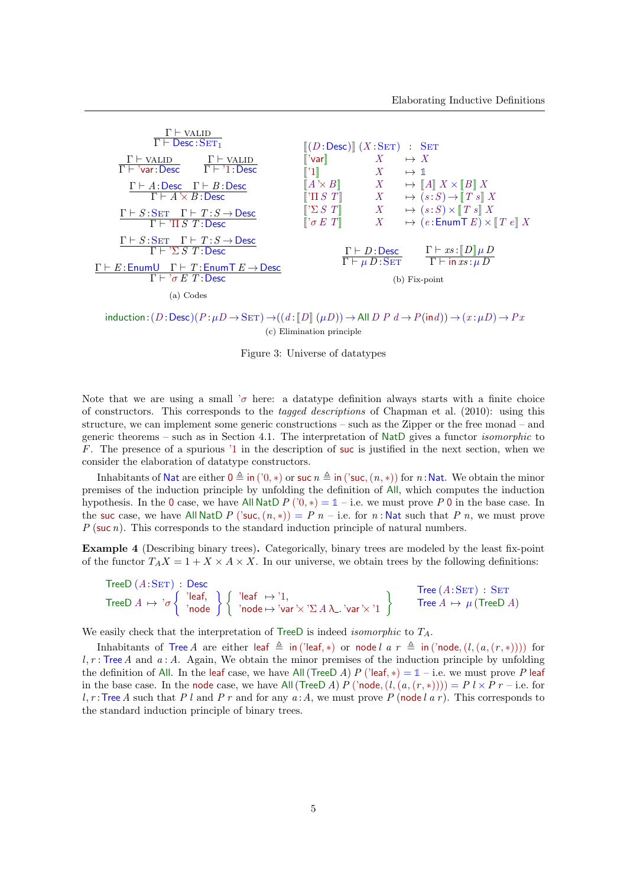$$\frac{\Gamma \vdash \text{VALID}}{\Gamma \vdash \mathsf{Desc} : \text{SET}_1}$$

$$\frac{\Gamma \vdash \text{VALID}}{\Gamma \vdash \text{'var} : \mathsf{Desc}} \qquad \frac{\Gamma \vdash \text{VALID}}{\Gamma \vdash \text{'1} : \mathsf{Desc}}$$

$$\frac{\Gamma \vdash A : \mathsf{Desc} \quad \Gamma \vdash B : \mathsf{Desc}}{\Gamma \vdash A \text{'}\!\times B : \mathsf{Desc}}$$

$$\frac{\Gamma \vdash S : \text{SET} \quad \Gamma \vdash T : S \to \mathsf{Desc}}{\Gamma \vdash \text{'}\Pi\, S\ T : \mathsf{Desc}}$$

$$\frac{\Gamma \vdash S : \text{SET} \quad \Gamma \vdash T : S \to \mathsf{Desc}}{\Gamma \vdash \text{'}\Sigma\, S\ T : \mathsf{Desc}}$$

$$\frac{\Gamma \vdash E : \mathsf{EnumU} \quad \Gamma \vdash T : \mathsf{EnumT}\ E \to \mathsf{Desc}}{\Gamma \vdash \text{'}\sigma\, E\ T : \mathsf{Desc}}$$

(a) Codes

$$
\begin{array}{lcl}
[\![ (D : \mathsf{Desc}) ]\!]\ (X : \text{SET}) & : & \text{SET} \\
[\![ \text{'var} ]\!]\ X & \mapsto & X \\
[\![ \text{'1} ]\!]\ X & \mapsto & \mathbb{1} \\
[\![ A \text{'}\!\times B ]\!]\ X & \mapsto & [\![ A ]\!]\ X \times [\![ B ]\!]\ X \\
[\![ \text{'}\Pi\ S\ T ]\!]\ X & \mapsto & (s : S) \to [\![ T\ s ]\!]\ X \\
[\![ \text{'}\Sigma\ S\ T ]\!]\ X & \mapsto & (s : S) \times [\![ T\ s ]\!]\ X \\
[\![ \text{'}\sigma\ E\ T ]\!]\ X & \mapsto & (e : \mathsf{EnumT}\ E) \times [\![ T\ e ]\!]\ X
\end{array}
$$

$$\frac{\Gamma \vdash D : \mathsf{Desc}}{\Gamma \vdash \mu\, D : \text{SET}} \qquad \frac{\Gamma \vdash xs : [\![ D ]\!]\, \mu\, D}{\Gamma \vdash \mathsf{in}\ xs : \mu\, D}$$

(b) Fix-point

$$\mathsf{induction} : (D : \mathsf{Desc})(P : \mu D \to \text{SET}) \to ((d : [\![ D ]\!]\ (\mu D)) \to \mathsf{All}\ D\ P\ d \to P\,(\mathsf{in}\, d)) \to (x : \mu D) \to P\, x$$

(c) Elimination principle

Figure 3: Universe of datatypes

Note that we are using a small $\text{'}\sigma$ here: a datatype definition always starts with a finite choice of constructors. This corresponds to the *tagged descriptions* of Chapman et al. (2010): using this structure, we can implement some generic constructions – such as the Zipper or the free monad – and generic theorems – such as in Section 4.1. The interpretation of NatD gives a functor *isomorphic* to $F$. The presence of a spurious '1 in the description of suc is justified in the next section, when we consider the elaboration of datatype constructors.

Inhabitants of Nat are either $0 \triangleq \mathsf{in}\,(\text{'0}, *)$ or $\mathsf{suc}\ n \triangleq \mathsf{in}\,(\text{'suc}, (n, *))$ for $n : \mathsf{Nat}$. We obtain the minor premises of the induction principle by unfolding the definition of All, which computes the induction hypothesis. In the 0 case, we have $\mathsf{All}\ \mathsf{NatD}\ P\ (\text{'0}, *) = \mathbb{1}$ – i.e. we must prove $P\ 0$ in the base case. In the suc case, we have $\mathsf{All}\ \mathsf{NatD}\ P\ (\text{'suc}, (n, *)) = P\ n$ – i.e. for $n : \mathsf{Nat}$ such that $P\ n$, we must prove $P\ (\mathsf{suc}\ n)$. This corresponds to the standard induction principle of natural numbers.

**Example 4** (Describing binary trees)**.** Categorically, binary trees are modeled by the least fix-point of the functor $T_A X = 1 + X \times A \times X$. In our universe, we obtain trees by the following definitions:

$$
\begin{array}{l}
\mathsf{TreeD}\ (A : \text{SET}) \ : \ \mathsf{Desc} \\
\mathsf{TreeD}\ A \ \mapsto \ \text{'}\sigma \left\{ \begin{array}{l} \text{'leaf}, \\ \text{'node} \end{array} \right\} \left\{ \begin{array}{l} \text{'leaf} \mapsto \text{'1}, \\ \text{'node} \mapsto \text{'var} \text{'}\!\times \text{'}\Sigma\ A\ \lambda\_.\ \text{'var} \text{'}\!\times \text{'1} \end{array} \right\}
\end{array}
\qquad
\begin{array}{l}
\mathsf{Tree}\ (A : \text{SET}) \ : \ \text{SET} \\
\mathsf{Tree}\ A \ \mapsto \ \mu\,(\mathsf{TreeD}\ A)
\end{array}
$$

We easily check that the interpretation of TreeD is indeed *isomorphic* to $T_A$.

Inhabitants of $\mathsf{Tree}\ A$ are either $\mathsf{leaf} \triangleq \mathsf{in}\,(\text{'leaf}, *)$ or $\mathsf{node}\ l\ a\ r \triangleq \mathsf{in}\,(\text{'node}, (l, (a, (r, *))))$ for $l, r : \mathsf{Tree}\ A$ and $a : A$. Again, We obtain the minor premises of the induction principle by unfolding the definition of All. In the leaf case, we have $\mathsf{All}\ (\mathsf{TreeD}\ A)\ P\ (\text{'leaf}, *) = \mathbb{1}$ – i.e. we must prove $P\ \mathsf{leaf}$ in the base case. In the node case, we have $\mathsf{All}\ (\mathsf{TreeD}\ A)\ P\ (\text{'node}, (l, (a, (r, *)))) = P\ l \times P\ r$ – i.e. for $l, r : \mathsf{Tree}\ A$ such that $P\ l$ and $P\ r$ and for any $a : A$, we must prove $P\ (\mathsf{node}\ l\ a\ r)$. This corresponds to the standard induction principle of binary trees.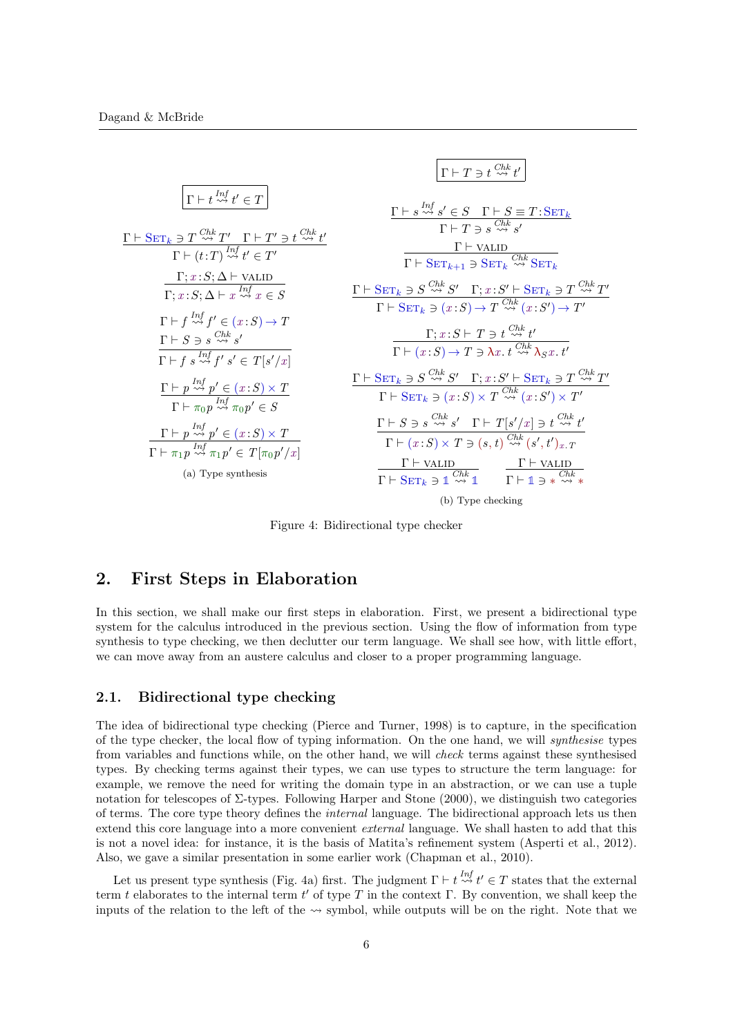$$\boxed{\Gamma \vdash t \overset{Inf}{\rightsquigarrow} t' \in T}$$

$$\frac{\Gamma \vdash \mathrm{SET}_k \ni T \overset{Chk}{\rightsquigarrow} T' \quad \Gamma \vdash T' \ni t \overset{Chk}{\rightsquigarrow} t'}{\Gamma \vdash (t\!:\!T) \overset{Inf}{\rightsquigarrow} t' \in T'}$$

$$\frac{\Gamma; x\!:\!S; \Delta \vdash \text{VALID}}{\Gamma; x\!:\!S; \Delta \vdash x \overset{Inf}{\rightsquigarrow} x \in S}$$

$$\frac{\Gamma \vdash f \overset{Inf}{\rightsquigarrow} f' \in (x\!:\!S) \to T \qquad \Gamma \vdash S \ni s \overset{Chk}{\rightsquigarrow} s'}{\Gamma \vdash f\ s \overset{Inf}{\rightsquigarrow} f'\ s' \in T[s'/x]}$$

$$\frac{\Gamma \vdash p \overset{Inf}{\rightsquigarrow} p' \in (x\!:\!S) \times T}{\Gamma \vdash \pi_0 p \overset{Inf}{\rightsquigarrow} \pi_0 p' \in S}$$

$$\frac{\Gamma \vdash p \overset{Inf}{\rightsquigarrow} p' \in (x\!:\!S) \times T}{\Gamma \vdash \pi_1 p \overset{Inf}{\rightsquigarrow} \pi_1 p' \in T[\pi_0 p'/x]}$$

(a) Type synthesis

$$\boxed{\Gamma \vdash T \ni t \overset{Chk}{\rightsquigarrow} t'}$$

$$\frac{\Gamma \vdash s \overset{Inf}{\rightsquigarrow} s' \in S \quad \Gamma \vdash S \equiv T\!:\!\mathrm{SET}_k}{\Gamma \vdash T \ni s \overset{Chk}{\rightsquigarrow} s'}$$

$$\frac{\Gamma \vdash \text{VALID}}{\Gamma \vdash \mathrm{SET}_{k+1} \ni \mathrm{SET}_k \overset{Chk}{\rightsquigarrow} \mathrm{SET}_k}$$

$$\frac{\Gamma \vdash \mathrm{SET}_k \ni S \overset{Chk}{\rightsquigarrow} S' \quad \Gamma; x\!:\!S' \vdash \mathrm{SET}_k \ni T \overset{Chk}{\rightsquigarrow} T'}{\Gamma \vdash \mathrm{SET}_k \ni (x\!:\!S) \to T \overset{Chk}{\rightsquigarrow} (x\!:\!S') \to T'}$$

$$\frac{\Gamma; x\!:\!S \vdash T \ni t \overset{Chk}{\rightsquigarrow} t'}{\Gamma \vdash (x\!:\!S) \to T \ni \lambda x.\, t \overset{Chk}{\rightsquigarrow} \lambda_S x.\, t'}$$

$$\frac{\Gamma \vdash \mathrm{SET}_k \ni S \overset{Chk}{\rightsquigarrow} S' \quad \Gamma; x\!:\!S' \vdash \mathrm{SET}_k \ni T \overset{Chk}{\rightsquigarrow} T'}{\Gamma \vdash \mathrm{SET}_k \ni (x\!:\!S) \times T \overset{Chk}{\rightsquigarrow} (x\!:\!S') \times T'}$$

$$\frac{\Gamma \vdash S \ni s \overset{Chk}{\rightsquigarrow} s' \quad \Gamma \vdash T[s'/x] \ni t \overset{Chk}{\rightsquigarrow} t'}{\Gamma \vdash (x\!:\!S) \times T \ni (s, t) \overset{Chk}{\rightsquigarrow} (s', t')_{x.T}}$$

$$\frac{\Gamma \vdash \text{VALID}}{\Gamma \vdash \mathrm{SET}_k \ni \mathbb{1} \overset{Chk}{\rightsquigarrow} \mathbb{1}} \qquad \frac{\Gamma \vdash \text{VALID}}{\Gamma \vdash \mathbb{1} \ni * \overset{Chk}{\rightsquigarrow} *}$$

(b) Type checking

Figure 4: Bidirectional type checker

## 2. First Steps in Elaboration

In this section, we shall make our first steps in elaboration. First, we present a bidirectional type system for the calculus introduced in the previous section. Using the flow of information from type synthesis to type checking, we then declutter our term language. We shall see how, with little effort, we can move away from an austere calculus and closer to a proper programming language.

### 2.1. Bidirectional type checking

The idea of bidirectional type checking (Pierce and Turner, 1998) is to capture, in the specification of the type checker, the local flow of typing information. On the one hand, we will *synthesise* types from variables and functions while, on the other hand, we will *check* terms against these synthesised types. By checking terms against their types, we can use types to structure the term language: for example, we remove the need for writing the domain type in an abstraction, or we can use a tuple notation for telescopes of Σ-types. Following Harper and Stone (2000), we distinguish two categories of terms. The core type theory defines the *internal* language. The bidirectional approach lets us then extend this core language into a more convenient *external* language. We shall hasten to add that this is not a novel idea: for instance, it is the basis of Matita's refinement system (Asperti et al., 2012). Also, we gave a similar presentation in some earlier work (Chapman et al., 2010).

Let us present type synthesis (Fig. 4a) first. The judgment $\Gamma \vdash t \overset{Inf}{\rightsquigarrow} t' \in T$ states that the external term $t$ elaborates to the internal term $t'$ of type $T$ in the context $\Gamma$. By convention, we shall keep the inputs of the relation to the left of the $\rightsquigarrow$ symbol, while outputs will be on the right. Note that we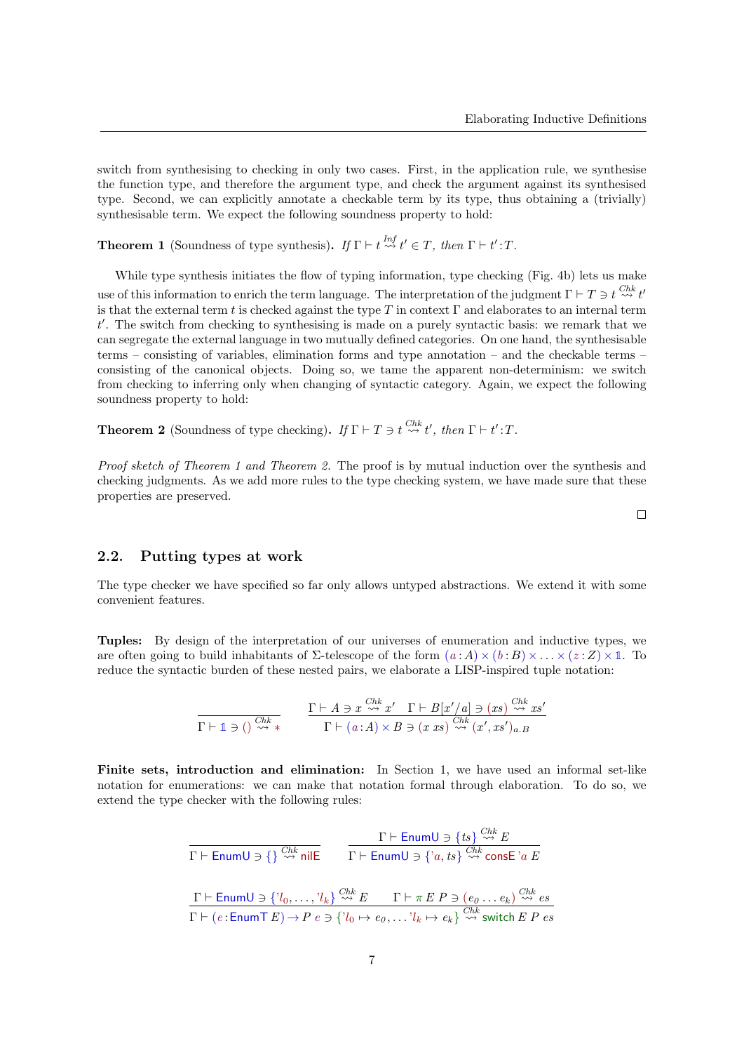switch from synthesising to checking in only two cases. First, in the application rule, we synthesise the function type, and therefore the argument type, and check the argument against its synthesised type. Second, we can explicitly annotate a checkable term by its type, thus obtaining a (trivially) synthesisable term. We expect the following soundness property to hold:

**Theorem 1** (Soundness of type synthesis). *If $\Gamma \vdash t \overset{\mathit{Inf}}{\rightsquigarrow} t' \in T$, then $\Gamma \vdash t' : T$.*

While type synthesis initiates the flow of typing information, type checking (Fig. 4b) lets us make use of this information to enrich the term language. The interpretation of the judgment $\Gamma \vdash T \ni t \overset{\mathit{Chk}}{\rightsquigarrow} t'$ is that the external term $t$ is checked against the type $T$ in context $\Gamma$ and elaborates to an internal term $t'$. The switch from checking to synthesising is made on a purely syntactic basis: we remark that we can segregate the external language in two mutually defined categories. On one hand, the synthesisable terms – consisting of variables, elimination forms and type annotation – and the checkable terms – consisting of the canonical objects. Doing so, we tame the apparent non-determinism: we switch from checking to inferring only when changing of syntactic category. Again, we expect the following soundness property to hold:

**Theorem 2** (Soundness of type checking). *If $\Gamma \vdash T \ni t \overset{\mathit{Chk}}{\rightsquigarrow} t'$, then $\Gamma \vdash t' : T$.*

*Proof sketch of Theorem 1 and Theorem 2.* The proof is by mutual induction over the synthesis and checking judgments. As we add more rules to the type checking system, we have made sure that these properties are preserved. □

## 2.2. Putting types at work

The type checker we have specified so far only allows untyped abstractions. We extend it with some convenient features.

**Tuples:** By design of the interpretation of our universes of enumeration and inductive types, we are often going to build inhabitants of Σ-telescope of the form $(a : A) \times (b : B) \times \ldots \times (z : Z) \times \mathbb{1}$. To reduce the syntactic burden of these nested pairs, we elaborate a LISP-inspired tuple notation:

$$
\frac{}{\Gamma \vdash \mathbb{1} \ni () \overset{\mathit{Chk}}{\rightsquigarrow} *}
\qquad
\frac{\Gamma \vdash A \ni x \overset{\mathit{Chk}}{\rightsquigarrow} x' \quad \Gamma \vdash B[x'/a] \ni (xs) \overset{\mathit{Chk}}{\rightsquigarrow} xs'}{\Gamma \vdash (a : A) \times B \ni (x\ xs) \overset{\mathit{Chk}}{\rightsquigarrow} (x', xs')_{a.B}}
$$

**Finite sets, introduction and elimination:** In Section 1, we have used an informal set-like notation for enumerations: we can make that notation formal through elaboration. To do so, we extend the type checker with the following rules:

$$
\frac{}{\Gamma \vdash \mathsf{EnumU} \ni \{\} \overset{\mathit{Chk}}{\rightsquigarrow} \mathsf{nilE}}
\qquad
\frac{\Gamma \vdash \mathsf{EnumU} \ni \{ts\} \overset{\mathit{Chk}}{\rightsquigarrow} E}{\Gamma \vdash \mathsf{EnumU} \ni \{\text{'}a, ts\} \overset{\mathit{Chk}}{\rightsquigarrow} \mathsf{consE}\ \text{'}a\ E}
$$

$$
\frac{\Gamma \vdash \mathsf{EnumU} \ni \{\text{'}l_0, \ldots, \text{'}l_k\} \overset{\mathit{Chk}}{\rightsquigarrow} E \qquad \Gamma \vdash \pi\ E\ P \ni (e_0 \ldots e_k) \overset{\mathit{Chk}}{\rightsquigarrow} es}{\Gamma \vdash (e : \mathsf{EnumT}\ E) \to P\ e \ni \{\text{'}l_0 \mapsto e_0, \ldots \text{'}l_k \mapsto e_k\} \overset{\mathit{Chk}}{\rightsquigarrow} \mathsf{switch}\ E\ P\ es}
$$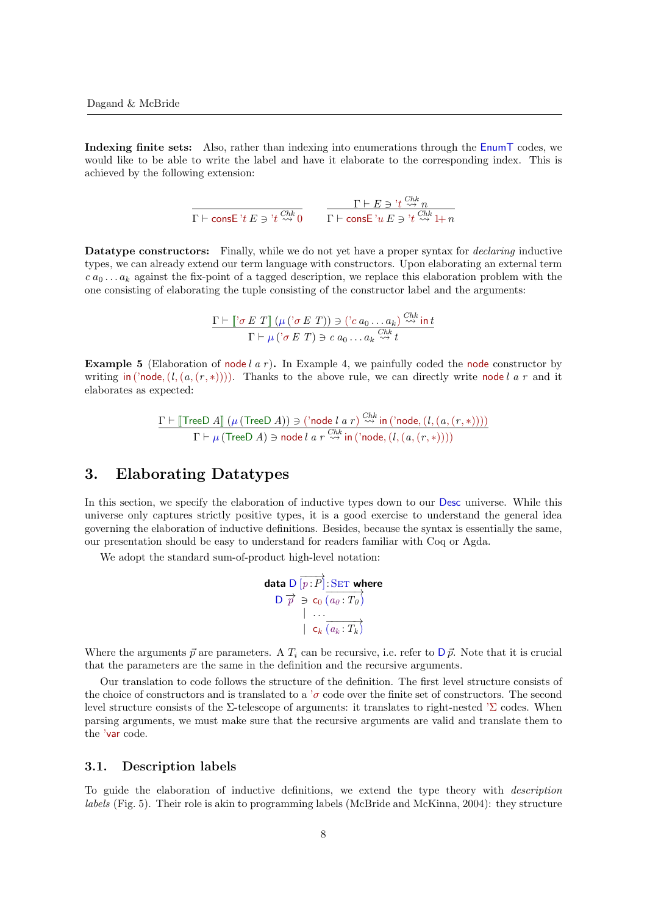**Indexing finite sets:** Also, rather than indexing into enumerations through the $\mathsf{EnumT}$ codes, we would like to be able to write the label and have it elaborate to the corresponding index. This is achieved by the following extension:

$$\frac{}{\Gamma \vdash \mathsf{consE}\ \text{'}t\ E \ni \text{'}t \overset{Chk}{\rightsquigarrow} 0} \qquad \frac{\Gamma \vdash E \ni \text{'}t \overset{Chk}{\rightsquigarrow} n}{\Gamma \vdash \mathsf{consE}\ \text{'}u\ E \ni \text{'}t \overset{Chk}{\rightsquigarrow} 1{+}\ n}$$

**Datatype constructors:** Finally, while we do not yet have a proper syntax for *declaring* inductive types, we can already extend our term language with constructors. Upon elaborating an external term $c\ a_0 \ldots a_k$ against the fix-point of a tagged description, we replace this elaboration problem with the one consisting of elaborating the tuple consisting of the constructor label and the arguments:

$$\frac{\Gamma \vdash [\![\text{'}\sigma\ E\ T]\!]\ (\mu\,(\text{'}\sigma\ E\ T)) \ni (\text{'}c\ a_0 \ldots a_k) \overset{Chk}{\rightsquigarrow} \mathsf{in}\ t}{\Gamma \vdash \mu\,(\text{'}\sigma\ E\ T) \ni c\ a_0 \ldots a_k \overset{Chk}{\rightsquigarrow} t}$$

**Example 5** (Elaboration of $\mathsf{node}\ l\ a\ r$)**.** In Example 4, we painfully coded the $\mathsf{node}$ constructor by writing $\mathsf{in}\,(\text{'node}, (l, (a, (r, *))))$. Thanks to the above rule, we can directly write $\mathsf{node}\ l\ a\ r$ and it elaborates as expected:

$$\frac{\Gamma \vdash [\![\mathsf{TreeD}\ A]\!]\ (\mu\,(\mathsf{TreeD}\ A)) \ni (\text{'node}\ l\ a\ r) \overset{Chk}{\rightsquigarrow} \mathsf{in}\,(\text{'node}, (l, (a, (r, *))))}{\Gamma \vdash \mu\,(\mathsf{TreeD}\ A) \ni \mathsf{node}\ l\ a\ r \overset{Chk}{\rightsquigarrow} \mathsf{in}\,(\text{'node}, (l, (a, (r, *))))}$$

# 3. Elaborating Datatypes

In this section, we specify the elaboration of inductive types down to our $\mathsf{Desc}$ universe. While this universe only captures strictly positive types, it is a good exercise to understand the general idea governing the elaboration of inductive definitions. Besides, because the syntax is essentially the same, our presentation should be easy to understand for readers familiar with Coq or Agda.

We adopt the standard sum-of-product high-level notation:

$$\begin{array}{l} \textbf{data}\ \mathsf{D}\ \overrightarrow{[p\,{:}\,P]}\,{:}\,\mathrm{SET}\ \textbf{where} \\ \quad \mathsf{D}\ \vec{p}\ \ni\ \mathsf{c}_0\ \overrightarrow{(a_0 : T_0)} \\ \qquad\quad\ \mid\ \ldots \\ \qquad\quad\ \mid\ \mathsf{c}_k\ \overrightarrow{(a_k : T_k)} \end{array}$$

Where the arguments $\vec{p}$ are parameters. A $T_i$ can be recursive, i.e. refer to $\mathsf{D}\,\vec{p}$. Note that it is crucial that the parameters are the same in the definition and the recursive arguments.

Our translation to code follows the structure of the definition. The first level structure consists of the choice of constructors and is translated to a $\text{'}\sigma$ code over the finite set of constructors. The second level structure consists of the $\Sigma$-telescope of arguments: it translates to right-nested $\text{'}\Sigma$ codes. When parsing arguments, we must make sure that the recursive arguments are valid and translate them to the $\text{'var}$ code.

## 3.1. Description labels

To guide the elaboration of inductive definitions, we extend the type theory with *description labels* (Fig. 5). Their role is akin to programming labels (McBride and McKinna, 2004): they structure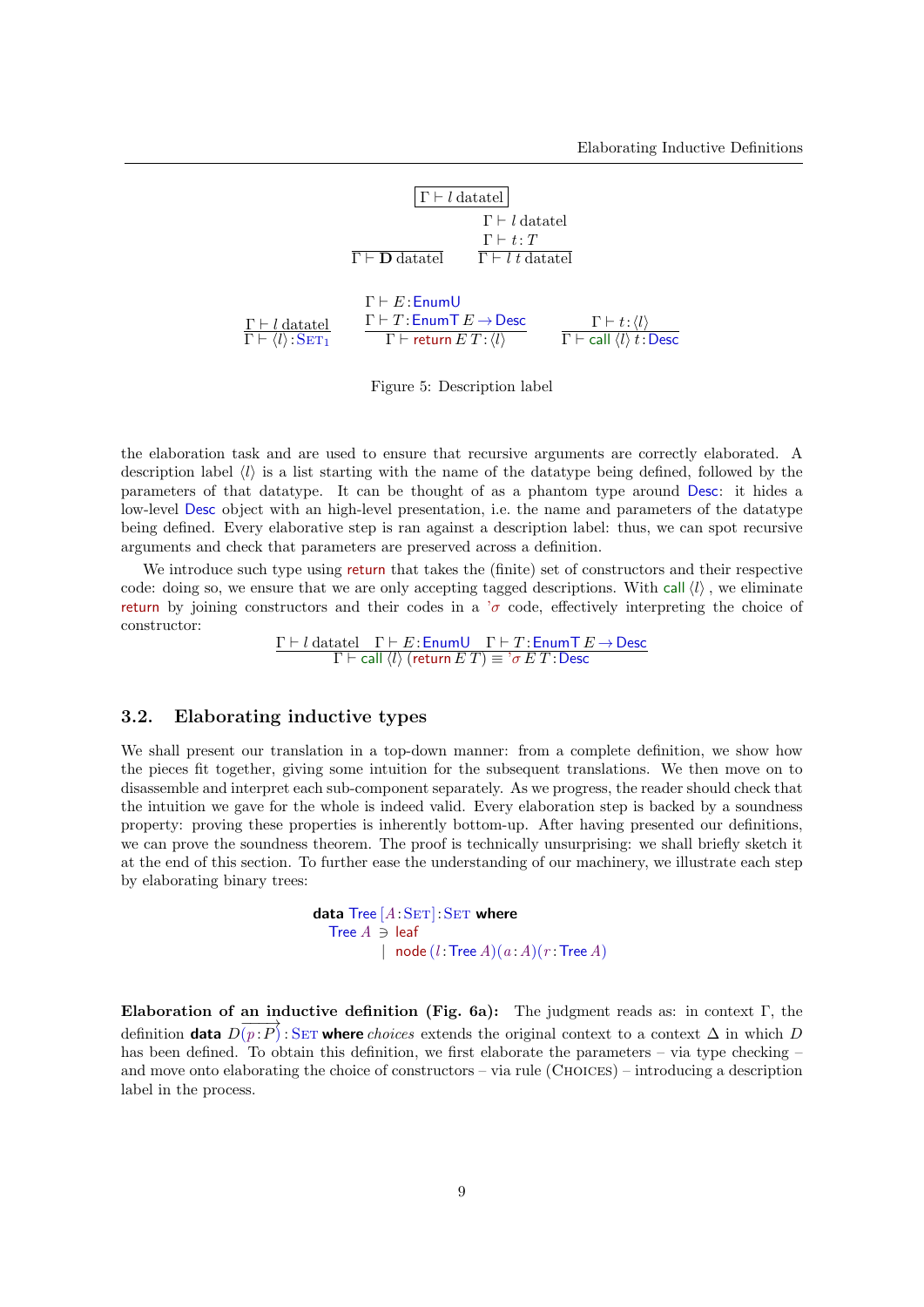$$\boxed{\Gamma \vdash l \text{ datatel}}$$

$$\frac{}{\Gamma \vdash \mathbf{D} \text{ datatel}} \qquad \frac{\Gamma \vdash l \text{ datatel} \quad \Gamma \vdash t : T}{\Gamma \vdash l\ t \text{ datatel}}$$

$$\frac{\Gamma \vdash l \text{ datatel}}{\Gamma \vdash \langle l \rangle : \text{SET}_1} \qquad \frac{\Gamma \vdash E : \mathsf{EnumU} \quad \Gamma \vdash T : \mathsf{EnumT}\ E \to \mathsf{Desc}}{\Gamma \vdash \mathsf{return}\ E\ T : \langle l \rangle} \qquad \frac{\Gamma \vdash t : \langle l \rangle}{\Gamma \vdash \mathsf{call}\ \langle l \rangle\ t : \mathsf{Desc}}$$

Figure 5: Description label

the elaboration task and are used to ensure that recursive arguments are correctly elaborated. A description label $\langle l \rangle$ is a list starting with the name of the datatype being defined, followed by the parameters of that datatype. It can be thought of as a phantom type around Desc: it hides a low-level Desc object with an high-level presentation, i.e. the name and parameters of the datatype being defined. Every elaborative step is ran against a description label: thus, we can spot recursive arguments and check that parameters are preserved across a definition.

We introduce such type using return that takes the (finite) set of constructors and their respective code: doing so, we ensure that we are only accepting tagged descriptions. With call $\langle l \rangle$, we eliminate return by joining constructors and their codes in a $'\sigma$ code, effectively interpreting the choice of constructor:

$$\frac{\Gamma \vdash l \text{ datatel} \quad \Gamma \vdash E : \mathsf{EnumU} \quad \Gamma \vdash T : \mathsf{EnumT}\ E \to \mathsf{Desc}}{\Gamma \vdash \mathsf{call}\ \langle l \rangle\ (\mathsf{return}\ E\ T) \equiv {'\sigma}\ E\ T : \mathsf{Desc}}$$

## 3.2. Elaborating inductive types

We shall present our translation in a top-down manner: from a complete definition, we show how the pieces fit together, giving some intuition for the subsequent translations. We then move on to disassemble and interpret each sub-component separately. As we progress, the reader should check that the intuition we gave for the whole is indeed valid. Every elaboration step is backed by a soundness property: proving these properties is inherently bottom-up. After having presented our definitions, we can prove the soundness theorem. The proof is technically unsurprising: we shall briefly sketch it at the end of this section. To further ease the understanding of our machinery, we illustrate each step by elaborating binary trees:

```
data Tree [A : SET] : SET where
  Tree A ∋ leaf
         | node (l : Tree A)(a : A)(r : Tree A)
```

**Elaboration of an inductive definition (Fig. 6a):** The judgment reads as: in context $\Gamma$, the definition **data** $D\overrightarrow{(p : P)} : \text{SET}$ **where** *choices* extends the original context to a context $\Delta$ in which $D$ has been defined. To obtain this definition, we first elaborate the parameters – via type checking – and move onto elaborating the choice of constructors – via rule (CHOICES) – introducing a description label in the process.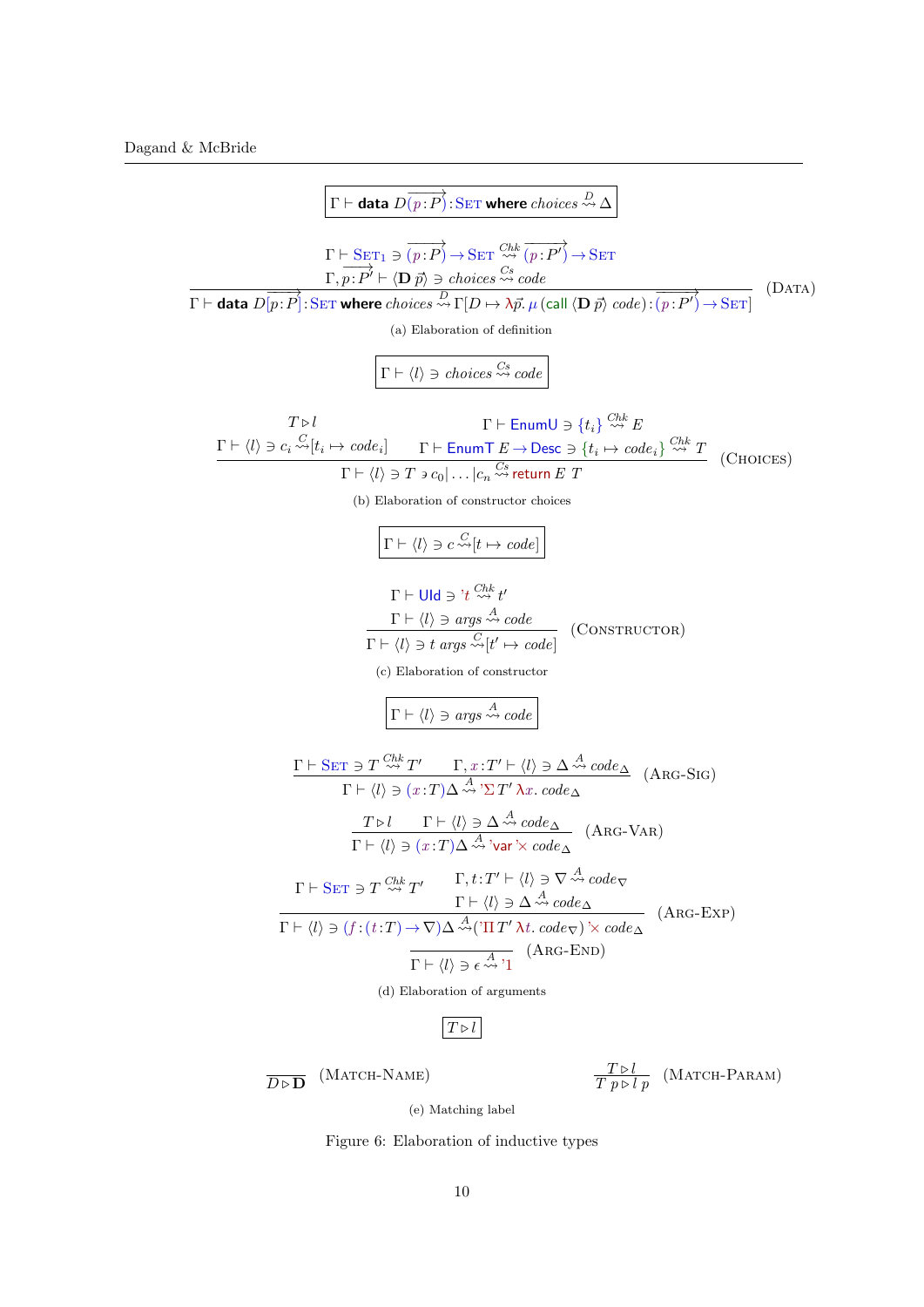$$\boxed{\Gamma \vdash \mathsf{data}\ D\overrightarrow{(p\!:\!P)}\!:\!\mathrm{SET}\ \mathsf{where}\ choices \overset{D}{\leadsto} \Delta}$$

$$\frac{\begin{array}{c}\Gamma \vdash \mathrm{SET}_1 \ni \overrightarrow{(p\!:\!P)} \to \mathrm{SET} \overset{Chk}{\leadsto} \overrightarrow{(p\!:\!P')} \to \mathrm{SET} \\ \Gamma, \overrightarrow{p\!:\!P'} \vdash \langle \mathbf{D}\ \vec{p}\rangle \ni choices \overset{Cs}{\leadsto} code\end{array}}{\Gamma \vdash \mathsf{data}\ D\overrightarrow{[p\!:\!P]}\!:\!\mathrm{SET}\ \mathsf{where}\ choices \overset{D}{\leadsto} \Gamma[D \mapsto \lambda\vec{p}.\ \mu\,(\mathsf{call}\ \langle \mathbf{D}\ \vec{p}\rangle\ code)\!:\!\overrightarrow{(p\!:\!P')} \to \mathrm{SET}]}\ (\textsc{Data})$$

(a) Elaboration of definition

$$\boxed{\Gamma \vdash \langle l\rangle \ni choices \overset{Cs}{\leadsto} code}$$

$$\frac{\begin{array}{cc}T \rhd l & \Gamma \vdash \mathsf{EnumU} \ni \{t_i\} \overset{Chk}{\leadsto} E \\ \Gamma \vdash \langle l\rangle \ni c_i \overset{C}{\leadsto} [t_i \mapsto code_i] & \Gamma \vdash \mathsf{EnumT}\ E \to \mathsf{Desc} \ni \{t_i \mapsto code_i\} \overset{Chk}{\leadsto} T\end{array}}{\Gamma \vdash \langle l\rangle \ni T \ni c_0 | \ldots | c_n \overset{Cs}{\leadsto} \mathsf{return}\ E\ T}\ (\textsc{Choices})$$

(b) Elaboration of constructor choices

$$\boxed{\Gamma \vdash \langle l\rangle \ni c \overset{C}{\leadsto} [t \mapsto code]}$$

$$\frac{\begin{array}{c}\Gamma \vdash \mathsf{UId} \ni \text{'}t \overset{Chk}{\leadsto} t' \\ \Gamma \vdash \langle l\rangle \ni args \overset{A}{\leadsto} code\end{array}}{\Gamma \vdash \langle l\rangle \ni t\ args \overset{C}{\leadsto} [t' \mapsto code]}\ (\textsc{Constructor})$$

(c) Elaboration of constructor

$$\boxed{\Gamma \vdash \langle l\rangle \ni args \overset{A}{\leadsto} code}$$

$$\frac{\Gamma \vdash \mathrm{SET} \ni T \overset{Chk}{\leadsto} T' \qquad \Gamma, x\!:\!T' \vdash \langle l\rangle \ni \Delta \overset{A}{\leadsto} code_\Delta}{\Gamma \vdash \langle l\rangle \ni (x\!:\!T)\Delta \overset{A}{\leadsto} \text{'}\Sigma\, T'\ \lambda x.\ code_\Delta}\ (\textsc{Arg-Sig})$$

$$\frac{T \rhd l \qquad \Gamma \vdash \langle l\rangle \ni \Delta \overset{A}{\leadsto} code_\Delta}{\Gamma \vdash \langle l\rangle \ni (x\!:\!T)\Delta \overset{A}{\leadsto} \text{'var}\ \text{'}\!\times code_\Delta}\ (\textsc{Arg-Var})$$

$$\frac{\begin{array}{cc}\Gamma \vdash \mathrm{SET} \ni T \overset{Chk}{\leadsto} T' & \begin{array}{c}\Gamma, t\!:\!T' \vdash \langle l\rangle \ni \nabla \overset{A}{\leadsto} code_\nabla \\ \Gamma \vdash \langle l\rangle \ni \Delta \overset{A}{\leadsto} code_\Delta\end{array}\end{array}}{\Gamma \vdash \langle l\rangle \ni (f\!:\!(t\!:\!T) \to \nabla)\Delta \overset{A}{\leadsto} (\text{'}\Pi\, T'\ \lambda t.\ code_\nabla)\ \text{'}\!\times code_\Delta}\ (\textsc{Arg-Exp})$$

$$\frac{}{\Gamma \vdash \langle l\rangle \ni \epsilon \overset{A}{\leadsto} \text{'}1}\ (\textsc{Arg-End})$$

(d) Elaboration of arguments

$$\boxed{T \rhd l}$$

$$\frac{}{D \rhd \mathbf{D}}\ (\textsc{Match-Name}) \qquad\qquad \frac{T \rhd l}{T\ p \rhd l\ p}\ (\textsc{Match-Param})$$

(e) Matching label

Figure 6: Elaboration of inductive types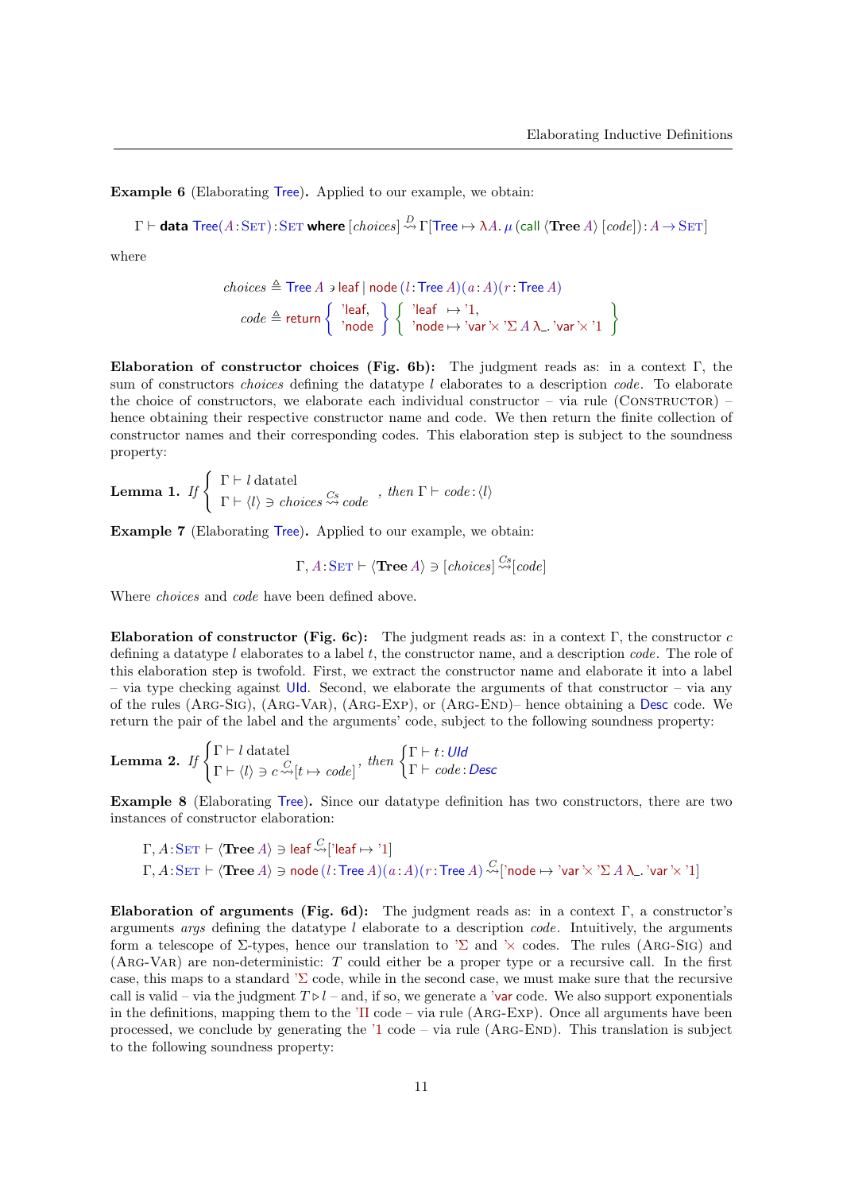**Example 6** (Elaborating Tree)**.** Applied to our example, we obtain:

$$\Gamma \vdash \textbf{data}\ \mathsf{Tree}(A : \textsc{Set}) : \textsc{Set}\ \textbf{where}\ [\mathit{choices}] \overset{D}{\rightsquigarrow} \Gamma[\mathsf{Tree} \mapsto \lambda A.\ \mu\ (\mathsf{call}\ \langle \mathbf{Tree}\ A\rangle\ [\mathit{code}]) : A \to \textsc{Set}]$$

where

$$\mathit{choices} \triangleq \mathsf{Tree}\ A \ni \mathsf{leaf} \mid \mathsf{node}\ (l : \mathsf{Tree}\ A)(a : A)(r : \mathsf{Tree}\ A)$$

$$\mathit{code} \triangleq \mathsf{return} \left\{ \begin{array}{l} \text{'leaf}, \\ \text{'node} \end{array} \right\} \left\{ \begin{array}{l} \text{'leaf} \ \ \mapsto \text{'1}, \\ \text{'node} \mapsto \text{'var} \text{ '}\!\times \text{'}\Sigma\ A\ \lambda\_.\ \text{'var} \text{ '}\!\times \text{'1} \end{array} \right\}$$

**Elaboration of constructor choices (Fig. 6b):** The judgment reads as: in a context $\Gamma$, the sum of constructors *choices* defining the datatype $l$ elaborates to a description *code*. To elaborate the choice of constructors, we elaborate each individual constructor – via rule (Constructor) – hence obtaining their respective constructor name and code. We then return the finite collection of constructor names and their corresponding codes. This elaboration step is subject to the soundness property:

**Lemma 1.** *If* $\left\{ \begin{array}{l} \Gamma \vdash l\ \text{datatel} \\ \Gamma \vdash \langle l \rangle \ni \mathit{choices} \overset{Cs}{\rightsquigarrow} \mathit{code} \end{array} \right.$*, then* $\Gamma \vdash \mathit{code} : \langle l \rangle$

**Example 7** (Elaborating Tree)**.** Applied to our example, we obtain:

$$\Gamma, A : \textsc{Set} \vdash \langle \mathbf{Tree}\ A \rangle \ni [\mathit{choices}] \overset{Cs}{\rightsquigarrow} [\mathit{code}]$$

Where *choices* and *code* have been defined above.

**Elaboration of constructor (Fig. 6c):** The judgment reads as: in a context $\Gamma$, the constructor $c$ defining a datatype $l$ elaborates to a label $t$, the constructor name, and a description *code*. The role of this elaboration step is twofold. First, we extract the constructor name and elaborate it into a label – via type checking against UId. Second, we elaborate the arguments of that constructor – via any of the rules (Arg-Sig), (Arg-Var), (Arg-Exp), or (Arg-End)– hence obtaining a Desc code. We return the pair of the label and the arguments' code, subject to the following soundness property:

**Lemma 2.** *If* $\left\{ \begin{array}{l} \Gamma \vdash l\ \text{datatel} \\ \Gamma \vdash \langle l \rangle \ni c \overset{C}{\rightsquigarrow} [t \mapsto \mathit{code}] \end{array} \right.$*, then* $\left\{ \begin{array}{l} \Gamma \vdash t : \mathit{UId} \\ \Gamma \vdash \mathit{code} : \mathit{Desc} \end{array} \right.$

**Example 8** (Elaborating Tree)**.** Since our datatype definition has two constructors, there are two instances of constructor elaboration:

$$\Gamma, A : \textsc{Set} \vdash \langle \mathbf{Tree}\ A \rangle \ni \mathsf{leaf} \overset{C}{\rightsquigarrow} [\text{'leaf} \mapsto \text{'1}]$$
$$\Gamma, A : \textsc{Set} \vdash \langle \mathbf{Tree}\ A \rangle \ni \mathsf{node}\ (l : \mathsf{Tree}\ A)(a : A)(r : \mathsf{Tree}\ A) \overset{C}{\rightsquigarrow} [\text{'node} \mapsto \text{'var} \text{ '}\!\times \text{'}\Sigma\ A\ \lambda\_.\ \text{'var} \text{ '}\!\times \text{'1}]$$

**Elaboration of arguments (Fig. 6d):** The judgment reads as: in a context $\Gamma$, a constructor's arguments *args* defining the datatype $l$ elaborate to a description *code*. Intuitively, the arguments form a telescope of $\Sigma$-types, hence our translation to '$\Sigma$ and '$\times$ codes. The rules (Arg-Sig) and (Arg-Var) are non-deterministic: $T$ could either be a proper type or a recursive call. In the first case, this maps to a standard '$\Sigma$ code, while in the second case, we must make sure that the recursive call is valid – via the judgment $T \triangleright l$ – and, if so, we generate a 'var code. We also support exponentials in the definitions, mapping them to the '$\Pi$ code – via rule (Arg-Exp). Once all arguments have been processed, we conclude by generating the '1 code – via rule (Arg-End). This translation is subject to the following soundness property: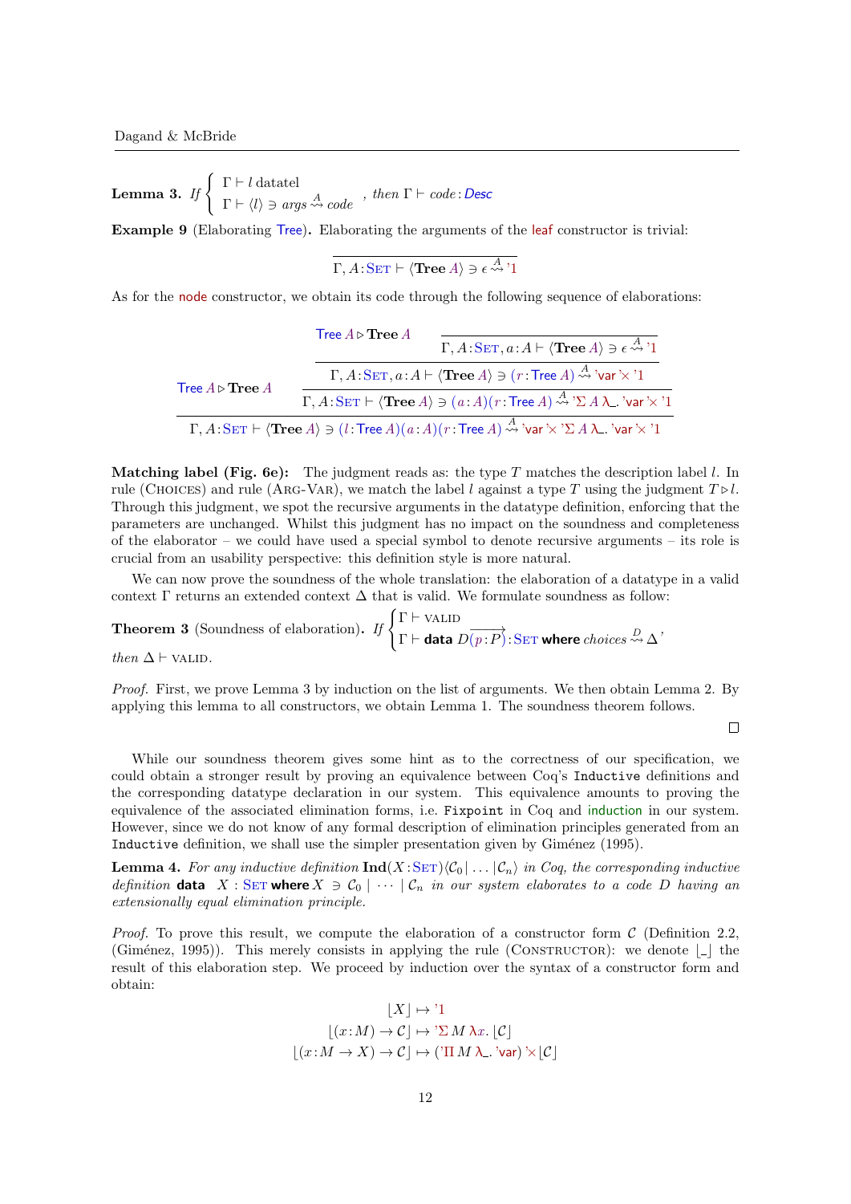**Lemma 3.** *If* $\begin{cases} \Gamma \vdash l \text{ datatel} \\ \Gamma \vdash \langle l \rangle \ni args \overset{A}{\rightsquigarrow} code \end{cases}$ *, then* $\Gamma \vdash code : \mathsf{Desc}$

**Example 9** (Elaborating $\mathsf{Tree}$)**.** Elaborating the arguments of the $\mathsf{leaf}$ constructor is trivial:

$$\frac{}{\Gamma, A : \mathrm{SET} \vdash \langle \mathbf{Tree}\ A \rangle \ni \epsilon \overset{A}{\rightsquigarrow} \text{'}1}$$

As for the $\mathsf{node}$ constructor, we obtain its code through the following sequence of elaborations:

$$\dfrac{\mathsf{Tree}\ A \triangleright \mathbf{Tree}\ A \qquad \dfrac{\mathsf{Tree}\ A \triangleright \mathbf{Tree}\ A \qquad \dfrac{}{\Gamma, A : \mathrm{SET}, a : A \vdash \langle \mathbf{Tree}\ A \rangle \ni \epsilon \overset{A}{\rightsquigarrow} \text{'}1}}{\dfrac{\Gamma, A : \mathrm{SET}, a : A \vdash \langle \mathbf{Tree}\ A \rangle \ni (r : \mathsf{Tree}\ A) \overset{A}{\rightsquigarrow} \text{'var} \text{'}\!\times \text{'}1}{\Gamma, A : \mathrm{SET} \vdash \langle \mathbf{Tree}\ A \rangle \ni (a : A)(r : \mathsf{Tree}\ A) \overset{A}{\rightsquigarrow} \text{'}\Sigma\ A\ \lambda\_.\ \text{'var} \text{'}\!\times \text{'}1}}}{\Gamma, A : \mathrm{SET} \vdash \langle \mathbf{Tree}\ A \rangle \ni (l : \mathsf{Tree}\ A)(a : A)(r : \mathsf{Tree}\ A) \overset{A}{\rightsquigarrow} \text{'var} \text{'}\!\times \text{'}\Sigma\ A\ \lambda\_.\ \text{'var} \text{'}\!\times \text{'}1}$$

**Matching label (Fig. 6e):** The judgment reads as: the type $T$ matches the description label $l$. In rule (CHOICES) and rule (ARG-VAR), we match the label $l$ against a type $T$ using the judgment $T \triangleright l$. Through this judgment, we spot the recursive arguments in the datatype definition, enforcing that the parameters are unchanged. Whilst this judgment has no impact on the soundness and completeness of the elaborator – we could have used a special symbol to denote recursive arguments – its role is crucial from an usability perspective: this definition style is more natural.

We can now prove the soundness of the whole translation: the elaboration of a datatype in a valid context $\Gamma$ returns an extended context $\Delta$ that is valid. We formulate soundness as follow:

**Theorem 3** (Soundness of elaboration)**.** *If* $\begin{cases} \Gamma \vdash \text{VALID} \\ \Gamma \vdash \textbf{data}\ D\overrightarrow{(p : P)} : \mathrm{SET}\ \textbf{where}\ choices \overset{D}{\rightsquigarrow} \Delta \end{cases}$*, then* $\Delta \vdash \text{VALID}$.

*Proof.* First, we prove Lemma 3 by induction on the list of arguments. We then obtain Lemma 2. By applying this lemma to all constructors, we obtain Lemma 1. The soundness theorem follows. □

While our soundness theorem gives some hint as to the correctness of our specification, we could obtain a stronger result by proving an equivalence between Coq's `Inductive` definitions and the corresponding datatype declaration in our system. This equivalence amounts to proving the equivalence of the associated elimination forms, i.e. `Fixpoint` in Coq and $\mathsf{induction}$ in our system. However, since we do not know of any formal description of elimination principles generated from an `Inductive` definition, we shall use the simpler presentation given by Giménez (1995).

**Lemma 4.** *For any inductive definition* $\mathbf{Ind}(X : \mathrm{SET})\langle \mathcal{C}_0 | \dots | \mathcal{C}_n \rangle$ *in Coq, the corresponding inductive definition* $\textbf{data}\ \ X : \mathrm{SET}\ \textbf{where}\ X \ni \mathcal{C}_0 \mid \cdots \mid \mathcal{C}_n$ *in our system elaborates to a code* $D$ *having an extensionally equal elimination principle.*

*Proof.* To prove this result, we compute the elaboration of a constructor form $\mathcal{C}$ (Definition 2.2, (Giménez, 1995)). This merely consists in applying the rule (CONSTRUCTOR): we denote $\lfloor \_ \rfloor$ the result of this elaboration step. We proceed by induction over the syntax of a constructor form and obtain:

$$\begin{aligned} \lfloor X \rfloor &\mapsto \text{'}1 \\ \lfloor (x : M) \to \mathcal{C} \rfloor &\mapsto \text{'}\Sigma\ M\ \lambda x.\ \lfloor \mathcal{C} \rfloor \\ \lfloor (x : M \to X) \to \mathcal{C} \rfloor &\mapsto (\text{'}\Pi\ M\ \lambda\_.\ \text{'var}) \text{'}\!\times \lfloor \mathcal{C} \rfloor \end{aligned}$$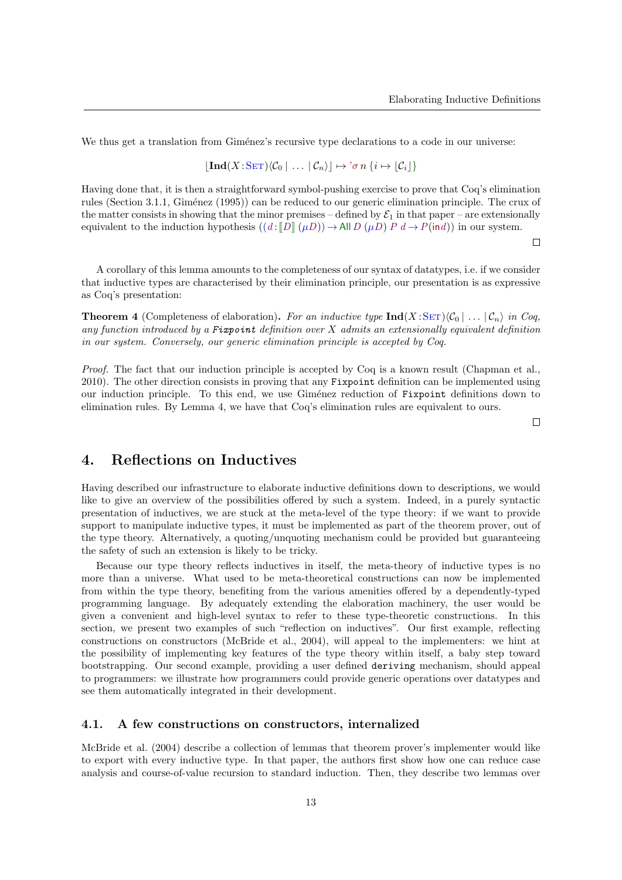We thus get a translation from Giménez's recursive type declarations to a code in our universe:

$$\lfloor \mathbf{Ind}(X : \text{SET})\langle \mathcal{C}_0 \mid \ldots \mid \mathcal{C}_n \rangle \rfloor \mapsto \text{'}\sigma\, n\, \{i \mapsto \lfloor \mathcal{C}_i \rfloor\}$$

Having done that, it is then a straightforward symbol-pushing exercise to prove that Coq's elimination rules (Section 3.1.1, Giménez (1995)) can be reduced to our generic elimination principle. The crux of the matter consists in showing that the minor premises – defined by $\mathcal{E}_1$ in that paper – are extensionally equivalent to the induction hypothesis $((d : [\![D]\!]\ (\mu D)) \to \mathsf{All}\ D\ (\mu D)\ P\ d \to P(\mathsf{in}\, d))$ in our system. □

A corollary of this lemma amounts to the completeness of our syntax of datatypes, i.e. if we consider that inductive types are characterised by their elimination principle, our presentation is as expressive as Coq's presentation:

**Theorem 4** (Completeness of elaboration)**.** *For an inductive type* $\mathbf{Ind}(X : \text{SET})\langle \mathcal{C}_0 \mid \ldots \mid \mathcal{C}_n \rangle$ *in Coq, any function introduced by a* `Fixpoint` *definition over* $X$ *admits an extensionally equivalent definition in our system. Conversely, our generic elimination principle is accepted by Coq.*

*Proof.* The fact that our induction principle is accepted by Coq is a known result (Chapman et al., 2010). The other direction consists in proving that any `Fixpoint` definition can be implemented using our induction principle. To this end, we use Giménez reduction of `Fixpoint` definitions down to elimination rules. By Lemma 4, we have that Coq's elimination rules are equivalent to ours. □

## 4. Reflections on Inductives

Having described our infrastructure to elaborate inductive definitions down to descriptions, we would like to give an overview of the possibilities offered by such a system. Indeed, in a purely syntactic presentation of inductives, we are stuck at the meta-level of the type theory: if we want to provide support to manipulate inductive types, it must be implemented as part of the theorem prover, out of the type theory. Alternatively, a quoting/unquoting mechanism could be provided but guaranteeing the safety of such an extension is likely to be tricky.

Because our type theory reflects inductives in itself, the meta-theory of inductive types is no more than a universe. What used to be meta-theoretical constructions can now be implemented from within the type theory, benefiting from the various amenities offered by a dependently-typed programming language. By adequately extending the elaboration machinery, the user would be given a convenient and high-level syntax to refer to these type-theoretic constructions. In this section, we present two examples of such "reflection on inductives". Our first example, reflecting constructions on constructors (McBride et al., 2004), will appeal to the implementers: we hint at the possibility of implementing key features of the type theory within itself, a baby step toward bootstrapping. Our second example, providing a user defined `deriving` mechanism, should appeal to programmers: we illustrate how programmers could provide generic operations over datatypes and see them automatically integrated in their development.

### 4.1. A few constructions on constructors, internalized

McBride et al. (2004) describe a collection of lemmas that theorem prover's implementer would like to export with every inductive type. In that paper, the authors first show how one can reduce case analysis and course-of-value recursion to standard induction. Then, they describe two lemmas over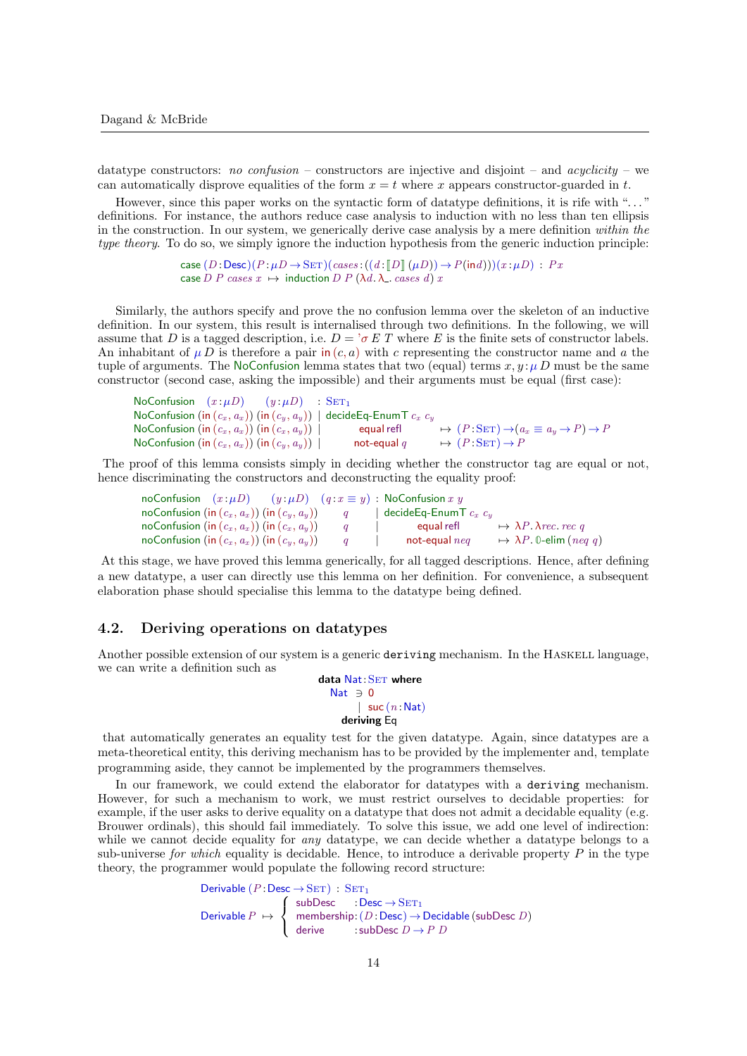datatype constructors: *no confusion* – constructors are injective and disjoint – and *acyclicity* – we can automatically disprove equalities of the form $x = t$ where $x$ appears constructor-guarded in $t$.

However, since this paper works on the syntactic form of datatype definitions, it is rife with "..." definitions. For instance, the authors reduce case analysis to induction with no less than ten ellipsis in the construction. In our system, we generically derive case analysis by a mere definition *within the type theory*. To do so, we simply ignore the induction hypothesis from the generic induction principle:

$$\begin{array}{l}
\mathsf{case}\ (D\!:\!\mathsf{Desc})(P\!:\!\mu D \to \textsc{Set})(\mathit{cases}\!:\!((d\!:\![\![D]\!]\ (\mu D)) \to P(\mathsf{in} d)))(x\!:\!\mu D)\ :\ P x \\
\mathsf{case}\ D\ P\ \mathit{cases}\ x\ \mapsto\ \mathsf{induction}\ D\ P\ (\lambda d.\,\lambda\_.\ \mathit{cases}\ d)\ x
\end{array}$$

Similarly, the authors specify and prove the no confusion lemma over the skeleton of an inductive definition. In our system, this result is internalised through two definitions. In the following, we will assume that $D$ is a tagged description, i.e. $D = \text{'}\sigma\ E\ T$ where $E$ is the finite sets of constructor labels. An inhabitant of $\mu\, D$ is therefore a pair $\mathsf{in}\,(c, a)$ with $c$ representing the constructor name and $a$ the tuple of arguments. The NoConfusion lemma states that two (equal) terms $x, y\!:\!\mu\, D$ must be the same constructor (second case, asking the impossible) and their arguments must be equal (first case):

$$\begin{array}{llll}
\mathsf{NoConfusion}\ \ (x\!:\!\mu D) & (y\!:\!\mu D) & : \textsc{Set}_1 & \\
\mathsf{NoConfusion}\ (\mathsf{in}\,(c_x, a_x))\ (\mathsf{in}\,(c_y, a_y)) & \mid \mathsf{decideEq\text{-}EnumT}\ c_x\ c_y & & \\
\mathsf{NoConfusion}\ (\mathsf{in}\,(c_x, a_x))\ (\mathsf{in}\,(c_x, a_y)) & \mid \quad \mathsf{equal\ refl} & \mapsto & (P\!:\!\textsc{Set}) \to (a_x \equiv a_y \to P) \to P \\
\mathsf{NoConfusion}\ (\mathsf{in}\,(c_x, a_x))\ (\mathsf{in}\,(c_y, a_y)) & \mid \quad \mathsf{not\text{-}equal}\ q & \mapsto & (P\!:\!\textsc{Set}) \to P
\end{array}$$

The proof of this lemma consists simply in deciding whether the constructor tag are equal or not, hence discriminating the constructors and deconstructing the equality proof:

$$\begin{array}{llll}
\mathsf{noConfusion}\ \ (x\!:\!\mu D)\ \ (y\!:\!\mu D)\ \ (q\!:\!x \equiv y) & : \mathsf{NoConfusion}\ x\ y & & \\
\mathsf{noConfusion}\ (\mathsf{in}\,(c_x, a_x))\ (\mathsf{in}\,(c_y, a_y))\ \ q & \mid \mathsf{decideEq\text{-}EnumT}\ c_x\ c_y & & \\
\mathsf{noConfusion}\ (\mathsf{in}\,(c_x, a_x))\ (\mathsf{in}\,(c_x, a_y))\ \ q & \mid \quad \mathsf{equal\ refl} & \mapsto & \lambda P.\,\lambda \mathit{rec}.\ \mathit{rec}\ q \\
\mathsf{noConfusion}\ (\mathsf{in}\,(c_x, a_x))\ (\mathsf{in}\,(c_y, a_y))\ \ q & \mid \quad \mathsf{not\text{-}equal}\ \mathit{neq} & \mapsto & \lambda P.\ \mathbb{0}\text{-}\mathsf{elim}\ (\mathit{neq}\ q)
\end{array}$$

At this stage, we have proved this lemma generically, for all tagged descriptions. Hence, after defining a new datatype, a user can directly use this lemma on her definition. For convenience, a subsequent elaboration phase should specialise this lemma to the datatype being defined.

### 4.2. Deriving operations on datatypes

Another possible extension of our system is a generic `deriving` mechanism. In the Haskell language, we can write a definition such as

$$\begin{array}{l}
\textbf{data}\ \mathsf{Nat}\!:\!\textsc{Set}\ \textbf{where} \\
\quad \mathsf{Nat}\ \ni\ 0 \\
\quad\quad\quad \mid\ \mathsf{suc}\,(n\!:\!\mathsf{Nat}) \\
\quad \textbf{deriving}\ \mathsf{Eq}
\end{array}$$

that automatically generates an equality test for the given datatype. Again, since datatypes are a meta-theoretical entity, this deriving mechanism has to be provided by the implementer and, template programming aside, they cannot be implemented by the programmers themselves.

In our framework, we could extend the elaborator for datatypes with a `deriving` mechanism. However, for such a mechanism to work, we must restrict ourselves to decidable properties: for example, if the user asks to derive equality on a datatype that does not admit a decidable equality (e.g. Brouwer ordinals), this should fail immediately. To solve this issue, we add one level of indirection: while we cannot decide equality for *any* datatype, we can decide whether a datatype belongs to a sub-universe *for which* equality is decidable. Hence, to introduce a derivable property $P$ in the type theory, the programmer would populate the following record structure:

$$\begin{array}{l}
\mathsf{Derivable}\ (P\!:\!\mathsf{Desc} \to \textsc{Set})\ :\ \textsc{Set}_1 \\
\mathsf{Derivable}\ P\ \mapsto \left\{ \begin{array}{ll}
\mathsf{subDesc} & : \mathsf{Desc} \to \textsc{Set}_1 \\
\mathsf{membership} & : (D\!:\!\mathsf{Desc}) \to \mathsf{Decidable}\ (\mathsf{subDesc}\ D) \\
\mathsf{derive} & : \mathsf{subDesc}\ D \to P\ D
\end{array} \right.
\end{array}$$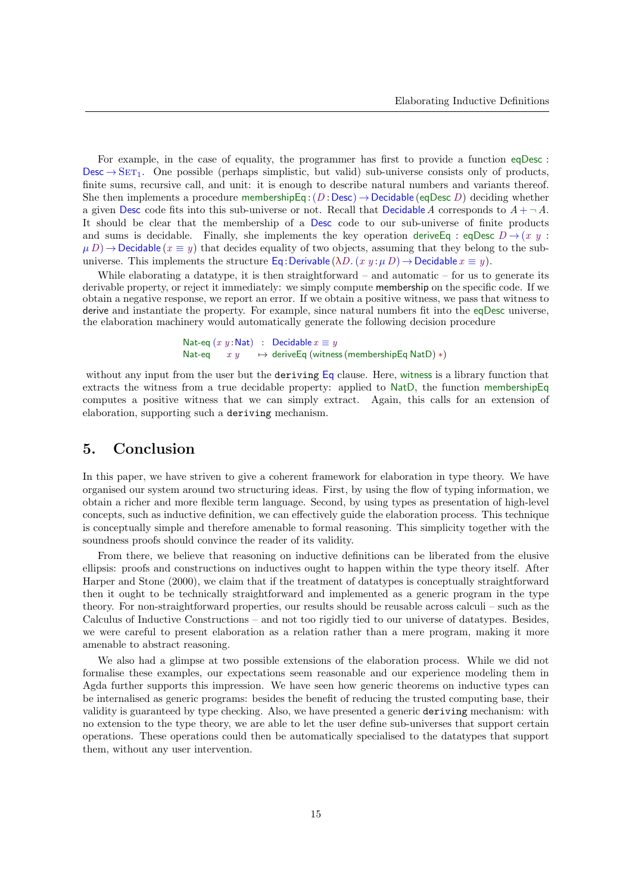For example, in the case of equality, the programmer has first to provide a function eqDesc : Desc $\rightarrow$ $\mathrm{SET}_1$. One possible (perhaps simplistic, but valid) sub-universe consists only of products, finite sums, recursive call, and unit: it is enough to describe natural numbers and variants thereof. She then implements a procedure membershipEq : $(D : \text{Desc}) \rightarrow \text{Decidable}\,(\text{eqDesc}\ D)$ deciding whether a given Desc code fits into this sub-universe or not. Recall that Decidable $A$ corresponds to $A + \neg A$. It should be clear that the membership of a Desc code to our sub-universe of finite products and sums is decidable. Finally, she implements the key operation deriveEq : eqDesc $D \rightarrow (x\ y : \mu\, D) \rightarrow \text{Decidable}\,(x \equiv y)$ that decides equality of two objects, assuming that they belong to the sub-universe. This implements the structure Eq : Derivable $(\lambda D.\, (x\ y : \mu\, D) \rightarrow \text{Decidable}\ x \equiv y)$.

While elaborating a datatype, it is then straightforward – and automatic – for us to generate its derivable property, or reject it immediately: we simply compute membership on the specific code. If we obtain a negative response, we report an error. If we obtain a positive witness, we pass that witness to derive and instantiate the property. For example, since natural numbers fit into the eqDesc universe, the elaboration machinery would automatically generate the following decision procedure

$$
\begin{array}{lcl}
\text{Nat-eq}\ (x\ y : \text{Nat}) & : & \text{Decidable}\ x \equiv y \\
\text{Nat-eq}\quad x\ y & \mapsto & \text{deriveEq}\ (\text{witness}\ (\text{membershipEq NatD})\ *)
\end{array}
$$

without any input from the user but the `deriving` Eq clause. Here, witness is a library function that extracts the witness from a true decidable property: applied to NatD, the function membershipEq computes a positive witness that we can simply extract. Again, this calls for an extension of elaboration, supporting such a `deriving` mechanism.

## 5. Conclusion

In this paper, we have striven to give a coherent framework for elaboration in type theory. We have organised our system around two structuring ideas. First, by using the flow of typing information, we obtain a richer and more flexible term language. Second, by using types as presentation of high-level concepts, such as inductive definition, we can effectively guide the elaboration process. This technique is conceptually simple and therefore amenable to formal reasoning. This simplicity together with the soundness proofs should convince the reader of its validity.

From there, we believe that reasoning on inductive definitions can be liberated from the elusive ellipsis: proofs and constructions on inductives ought to happen within the type theory itself. After Harper and Stone (2000), we claim that if the treatment of datatypes is conceptually straightforward then it ought to be technically straightforward and implemented as a generic program in the type theory. For non-straightforward properties, our results should be reusable across calculi – such as the Calculus of Inductive Constructions – and not too rigidly tied to our universe of datatypes. Besides, we were careful to present elaboration as a relation rather than a mere program, making it more amenable to abstract reasoning.

We also had a glimpse at two possible extensions of the elaboration process. While we did not formalise these examples, our expectations seem reasonable and our experience modeling them in Agda further supports this impression. We have seen how generic theorems on inductive types can be internalised as generic programs: besides the benefit of reducing the trusted computing base, their validity is guaranteed by type checking. Also, we have presented a generic `deriving` mechanism: with no extension to the type theory, we are able to let the user define sub-universes that support certain operations. These operations could then be automatically specialised to the datatypes that support them, without any user intervention.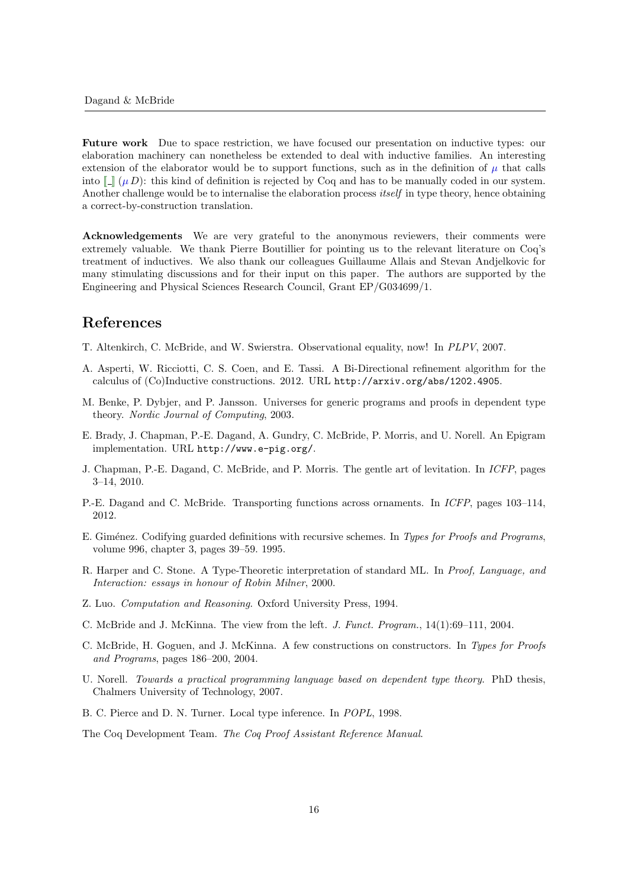**Future work** Due to space restriction, we have focused our presentation on inductive types: our elaboration machinery can nonetheless be extended to deal with inductive families. An interesting extension of the elaborator would be to support functions, such as in the definition of $\mu$ that calls into $[\![\_]\!]$ $(\mu\, D)$: this kind of definition is rejected by Coq and has to be manually coded in our system. Another challenge would be to internalise the elaboration process *itself* in type theory, hence obtaining a correct-by-construction translation.

**Acknowledgements** We are very grateful to the anonymous reviewers, their comments were extremely valuable. We thank Pierre Boutillier for pointing us to the relevant literature on Coq's treatment of inductives. We also thank our colleagues Guillaume Allais and Stevan Andjelkovic for many stimulating discussions and for their input on this paper. The authors are supported by the Engineering and Physical Sciences Research Council, Grant EP/G034699/1.

## References

T. Altenkirch, C. McBride, and W. Swierstra. Observational equality, now! In *PLPV*, 2007.

A. Asperti, W. Ricciotti, C. S. Coen, and E. Tassi. A Bi-Directional refinement algorithm for the calculus of (Co)Inductive constructions. 2012. URL http://arxiv.org/abs/1202.4905.

M. Benke, P. Dybjer, and P. Jansson. Universes for generic programs and proofs in dependent type theory. *Nordic Journal of Computing*, 2003.

E. Brady, J. Chapman, P.-E. Dagand, A. Gundry, C. McBride, P. Morris, and U. Norell. An Epigram implementation. URL http://www.e-pig.org/.

J. Chapman, P.-E. Dagand, C. McBride, and P. Morris. The gentle art of levitation. In *ICFP*, pages 3–14, 2010.

P.-E. Dagand and C. McBride. Transporting functions across ornaments. In *ICFP*, pages 103–114, 2012.

E. Giménez. Codifying guarded definitions with recursive schemes. In *Types for Proofs and Programs*, volume 996, chapter 3, pages 39–59. 1995.

R. Harper and C. Stone. A Type-Theoretic interpretation of standard ML. In *Proof, Language, and Interaction: essays in honour of Robin Milner*, 2000.

Z. Luo. *Computation and Reasoning*. Oxford University Press, 1994.

C. McBride and J. McKinna. The view from the left. *J. Funct. Program.*, 14(1):69–111, 2004.

C. McBride, H. Goguen, and J. McKinna. A few constructions on constructors. In *Types for Proofs and Programs*, pages 186–200, 2004.

U. Norell. *Towards a practical programming language based on dependent type theory*. PhD thesis, Chalmers University of Technology, 2007.

B. C. Pierce and D. N. Turner. Local type inference. In *POPL*, 1998.

The Coq Development Team. *The Coq Proof Assistant Reference Manual*.